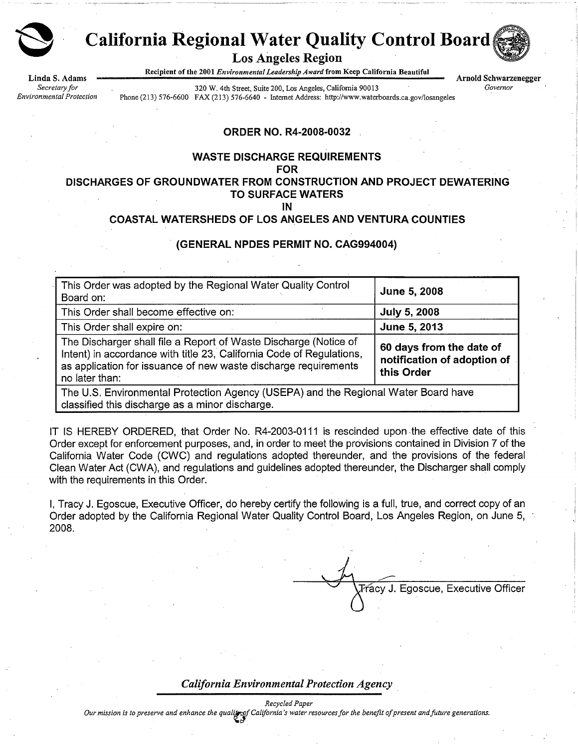# California Regional Water Quality Control Board

## Los Angeles Region

Recipient of the 2001 *Environmental Leadership Award* from Keep California Beautiful

**Linda S. Adams**
*Secretary for Environmental Protection*

320 W. 4th Street, Suite 200, Los Angeles, California 90013
Phone (213) 576-6600 FAX (213) 576-6640 - Internet Address: http://www.waterboards.ca.gov/losangeles

**Arnold Schwarzenegger**
*Governor*

**ORDER NO. R4-2008-0032**

**WASTE DISCHARGE REQUIREMENTS**
**FOR**
**DISCHARGES OF GROUNDWATER FROM CONSTRUCTION AND PROJECT DEWATERING TO SURFACE WATERS**
**IN**
**COASTAL WATERSHEDS OF LOS ANGELES AND VENTURA COUNTIES**

**(GENERAL NPDES PERMIT NO. CAG994004)**

| | |
|---|---|
| This Order was adopted by the Regional Water Quality Control Board on: | **June 5, 2008** |
| This Order shall become effective on: | **July 5, 2008** |
| This Order shall expire on: | **June 5, 2013** |
| The Discharger shall file a Report of Waste Discharge (Notice of Intent) in accordance with title 23, California Code of Regulations, as application for issuance of new waste discharge requirements no later than: | **60 days from the date of notification of adoption of this Order** |
| The U.S. Environmental Protection Agency (USEPA) and the Regional Water Board have classified this discharge as a minor discharge. | |

IT IS HEREBY ORDERED, that Order No. R4-2003-0111 is rescinded upon the effective date of this Order except for enforcement purposes, and, in order to meet the provisions contained in Division 7 of the California Water Code (CWC) and regulations adopted thereunder, and the provisions of the federal Clean Water Act (CWA), and regulations and guidelines adopted thereunder, the Discharger shall comply with the requirements in this Order.

I, Tracy J. Egoscue, Executive Officer, do hereby certify the following is a full, true, and correct copy of an Order adopted by the California Regional Water Quality Control Board, Los Angeles Region, on June 5, 2008.

Tracy J. Egoscue, Executive Officer

*California Environmental Protection Agency*

*Recycled Paper*

*Our mission is to preserve and enhance the quality of California's water resources for the benefit of present and future generations.*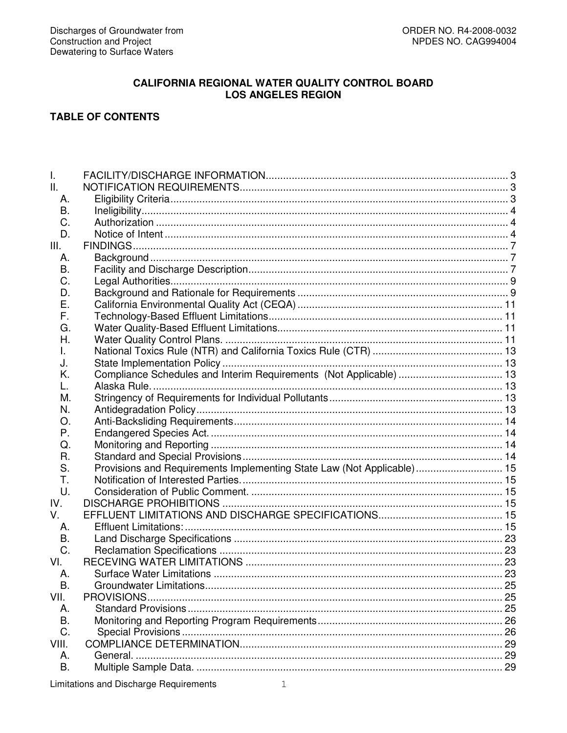**CALIFORNIA REGIONAL WATER QUALITY CONTROL BOARD**
**LOS ANGELES REGION**

**TABLE OF CONTENTS**

I. FACILITY/DISCHARGE INFORMATION .......... 3
II. NOTIFICATION REQUIREMENTS .......... 3
  A. Eligibility Criteria .......... 3
  B. Ineligibility .......... 4
  C. Authorization .......... 4
  D. Notice of Intent .......... 4
III. FINDINGS .......... 7
  A. Background .......... 7
  B. Facility and Discharge Description .......... 7
  C. Legal Authorities .......... 9
  D. Background and Rationale for Requirements .......... 9
  E. California Environmental Quality Act (CEQA) .......... 11
  F. Technology-Based Effluent Limitations .......... 11
  G. Water Quality-Based Effluent Limitations .......... 11
  H. Water Quality Control Plans. .......... 11
  I. National Toxics Rule (NTR) and California Toxics Rule (CTR) .......... 13
  J. State Implementation Policy .......... 13
  K. Compliance Schedules and Interim Requirements (Not Applicable) .......... 13
  L. Alaska Rule. .......... 13
  M. Stringency of Requirements for Individual Pollutants .......... 13
  N. Antidegradation Policy .......... 13
  O. Anti-Backsliding Requirements .......... 14
  P. Endangered Species Act. .......... 14
  Q. Monitoring and Reporting .......... 14
  R. Standard and Special Provisions .......... 14
  S. Provisions and Requirements Implementing State Law (Not Applicable) .......... 15
  T. Notification of Interested Parties. .......... 15
  U. Consideration of Public Comment. .......... 15
IV. DISCHARGE PROHIBITIONS .......... 15
V. EFFLUENT LIMITATIONS AND DISCHARGE SPECIFICATIONS .......... 15
  A. Effluent Limitations: .......... 15
  B. Land Discharge Specifications .......... 23
  C. Reclamation Specifications .......... 23
VI. RECEVING WATER LIMITATIONS .......... 23
  A. Surface Water Limitations .......... 23
  B. Groundwater Limitations .......... 25
VII. PROVISIONS .......... 25
  A. Standard Provisions .......... 25
  B. Monitoring and Reporting Program Requirements .......... 26
  C. Special Provisions .......... 26
VIII. COMPLIANCE DETERMINATION .......... 29
  A. General. .......... 29
  B. Multiple Sample Data. .......... 29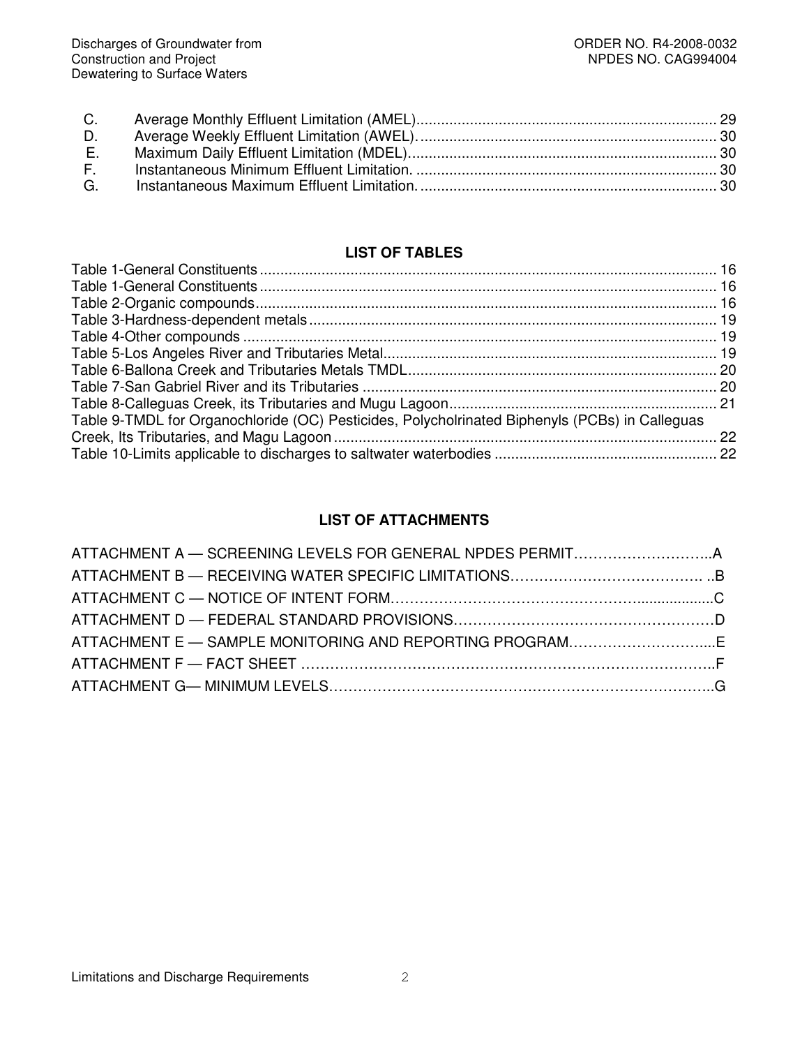C. Average Monthly Effluent Limitation (AMEL)......................................................................... 29
D. Average Weekly Effluent Limitation (AWEL)......................................................................... 30
E. Maximum Daily Effluent Limitation (MDEL)........................................................................... 30
F. Instantaneous Minimum Effluent Limitation. ......................................................................... 30
G. Instantaneous Maximum Effluent Limitation. ........................................................................ 30

## LIST OF TABLES

Table 1-General Constituents ............................................................................................................ 16
Table 1-General Constituents ............................................................................................................ 16
Table 2-Organic compounds.............................................................................................................. 16
Table 3-Hardness-dependent metals .................................................................................................. 19
Table 4-Other compounds .................................................................................................................. 19
Table 5-Los Angeles River and Tributaries Metal.................................................................................. 19
Table 6-Ballona Creek and Tributaries Metals TMDL............................................................................ 20
Table 7-San Gabriel River and its Tributaries ...................................................................................... 20
Table 8-Calleguas Creek, its Tributaries and Mugu Lagoon................................................................. 21
Table 9-TMDL for Organochloride (OC) Pesticides, Polycholrinated Biphenyls (PCBs) in Calleguas Creek, Its Tributaries, and Magu Lagoon ............................................................................................ 22
Table 10-Limits applicable to discharges to saltwater waterbodies ...................................................... 22

## LIST OF ATTACHMENTS

ATTACHMENT A — SCREENING LEVELS FOR GENERAL NPDES PERMIT………………………..A
ATTACHMENT B — RECEIVING WATER SPECIFIC LIMITATIONS………………………………… ..B
ATTACHMENT C — NOTICE OF INTENT FORM……………………………………………..................C
ATTACHMENT D — FEDERAL STANDARD PROVISIONS………………………………………………D
ATTACHMENT E — SAMPLE MONITORING AND REPORTING PROGRAM………………………....E
ATTACHMENT F — FACT SHEET ……………………………………………………………………………..F
ATTACHMENT G— MINIMUM LEVELS……………………………………………………………………..G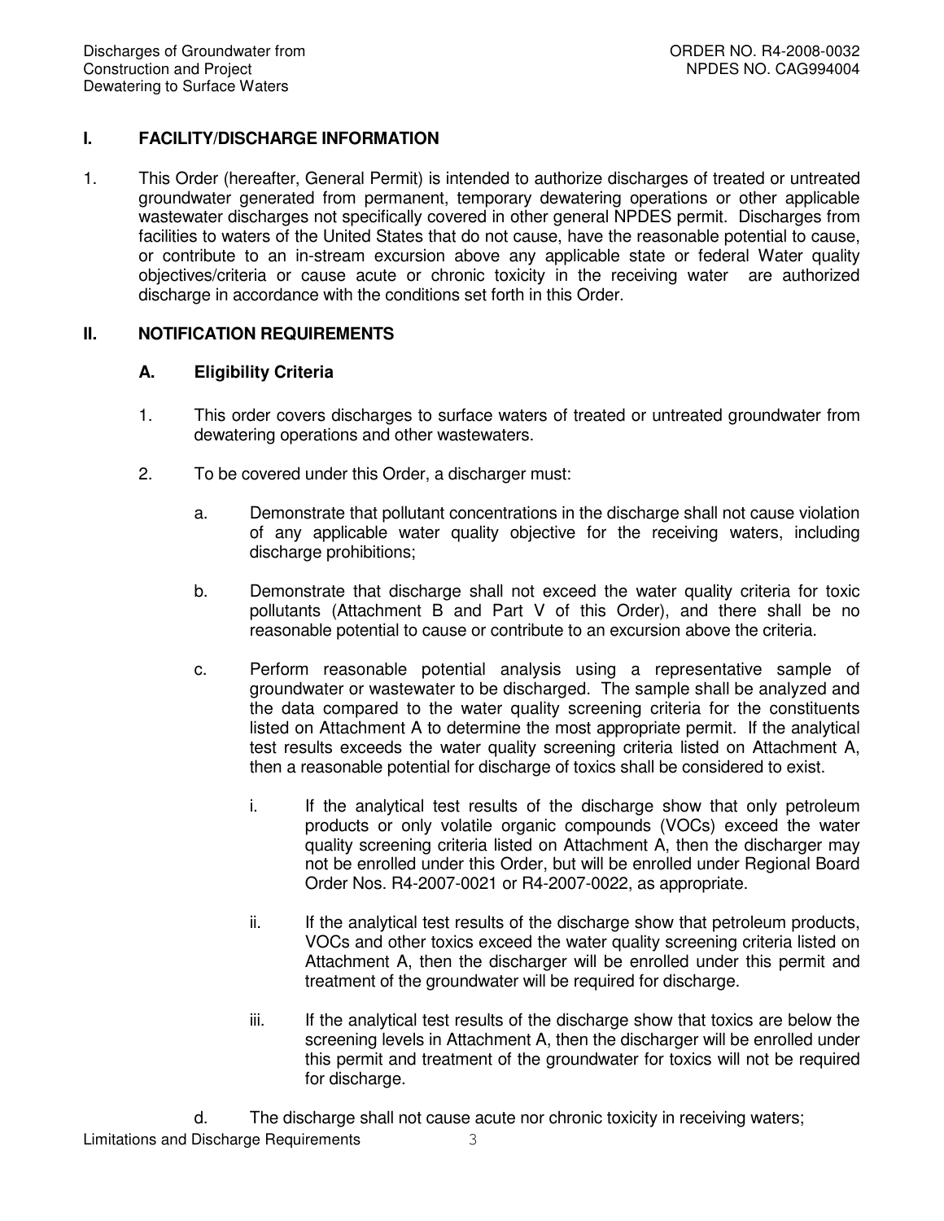## I. FACILITY/DISCHARGE INFORMATION

1. This Order (hereafter, General Permit) is intended to authorize discharges of treated or untreated groundwater generated from permanent, temporary dewatering operations or other applicable wastewater discharges not specifically covered in other general NPDES permit. Discharges from facilities to waters of the United States that do not cause, have the reasonable potential to cause, or contribute to an in-stream excursion above any applicable state or federal Water quality objectives/criteria or cause acute or chronic toxicity in the receiving water are authorized discharge in accordance with the conditions set forth in this Order.

## II. NOTIFICATION REQUIREMENTS

### A. Eligibility Criteria

1. This order covers discharges to surface waters of treated or untreated groundwater from dewatering operations and other wastewaters.

2. To be covered under this Order, a discharger must:

   a. Demonstrate that pollutant concentrations in the discharge shall not cause violation of any applicable water quality objective for the receiving waters, including discharge prohibitions;

   b. Demonstrate that discharge shall not exceed the water quality criteria for toxic pollutants (Attachment B and Part V of this Order), and there shall be no reasonable potential to cause or contribute to an excursion above the criteria.

   c. Perform reasonable potential analysis using a representative sample of groundwater or wastewater to be discharged. The sample shall be analyzed and the data compared to the water quality screening criteria for the constituents listed on Attachment A to determine the most appropriate permit. If the analytical test results exceeds the water quality screening criteria listed on Attachment A, then a reasonable potential for discharge of toxics shall be considered to exist.

      i. If the analytical test results of the discharge show that only petroleum products or only volatile organic compounds (VOCs) exceed the water quality screening criteria listed on Attachment A, then the discharger may not be enrolled under this Order, but will be enrolled under Regional Board Order Nos. R4-2007-0021 or R4-2007-0022, as appropriate.

      ii. If the analytical test results of the discharge show that petroleum products, VOCs and other toxics exceed the water quality screening criteria listed on Attachment A, then the discharger will be enrolled under this permit and treatment of the groundwater will be required for discharge.

      iii. If the analytical test results of the discharge show that toxics are below the screening levels in Attachment A, then the discharger will be enrolled under this permit and treatment of the groundwater for toxics will not be required for discharge.

   d. The discharge shall not cause acute nor chronic toxicity in receiving waters;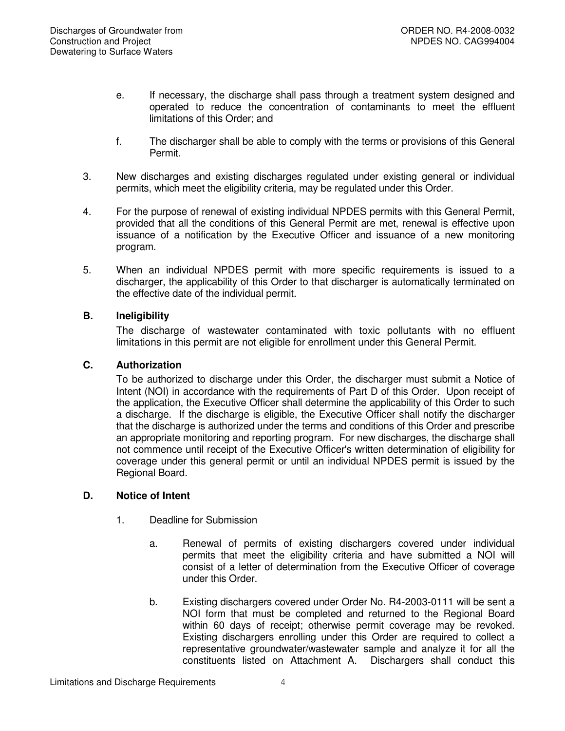e. If necessary, the discharge shall pass through a treatment system designed and operated to reduce the concentration of contaminants to meet the effluent limitations of this Order; and

f. The discharger shall be able to comply with the terms or provisions of this General Permit.

3. New discharges and existing discharges regulated under existing general or individual permits, which meet the eligibility criteria, may be regulated under this Order.

4. For the purpose of renewal of existing individual NPDES permits with this General Permit, provided that all the conditions of this General Permit are met, renewal is effective upon issuance of a notification by the Executive Officer and issuance of a new monitoring program.

5. When an individual NPDES permit with more specific requirements is issued to a discharger, the applicability of this Order to that discharger is automatically terminated on the effective date of the individual permit.

## B. Ineligibility

The discharge of wastewater contaminated with toxic pollutants with no effluent limitations in this permit are not eligible for enrollment under this General Permit.

## C. Authorization

To be authorized to discharge under this Order, the discharger must submit a Notice of Intent (NOI) in accordance with the requirements of Part D of this Order. Upon receipt of the application, the Executive Officer shall determine the applicability of this Order to such a discharge. If the discharge is eligible, the Executive Officer shall notify the discharger that the discharge is authorized under the terms and conditions of this Order and prescribe an appropriate monitoring and reporting program. For new discharges, the discharge shall not commence until receipt of the Executive Officer's written determination of eligibility for coverage under this general permit or until an individual NPDES permit is issued by the Regional Board.

## D. Notice of Intent

1. Deadline for Submission

   a. Renewal of permits of existing dischargers covered under individual permits that meet the eligibility criteria and have submitted a NOI will consist of a letter of determination from the Executive Officer of coverage under this Order.

   b. Existing dischargers covered under Order No. R4-2003-0111 will be sent a NOI form that must be completed and returned to the Regional Board within 60 days of receipt; otherwise permit coverage may be revoked. Existing dischargers enrolling under this Order are required to collect a representative groundwater/wastewater sample and analyze it for all the constituents listed on Attachment A. Dischargers shall conduct this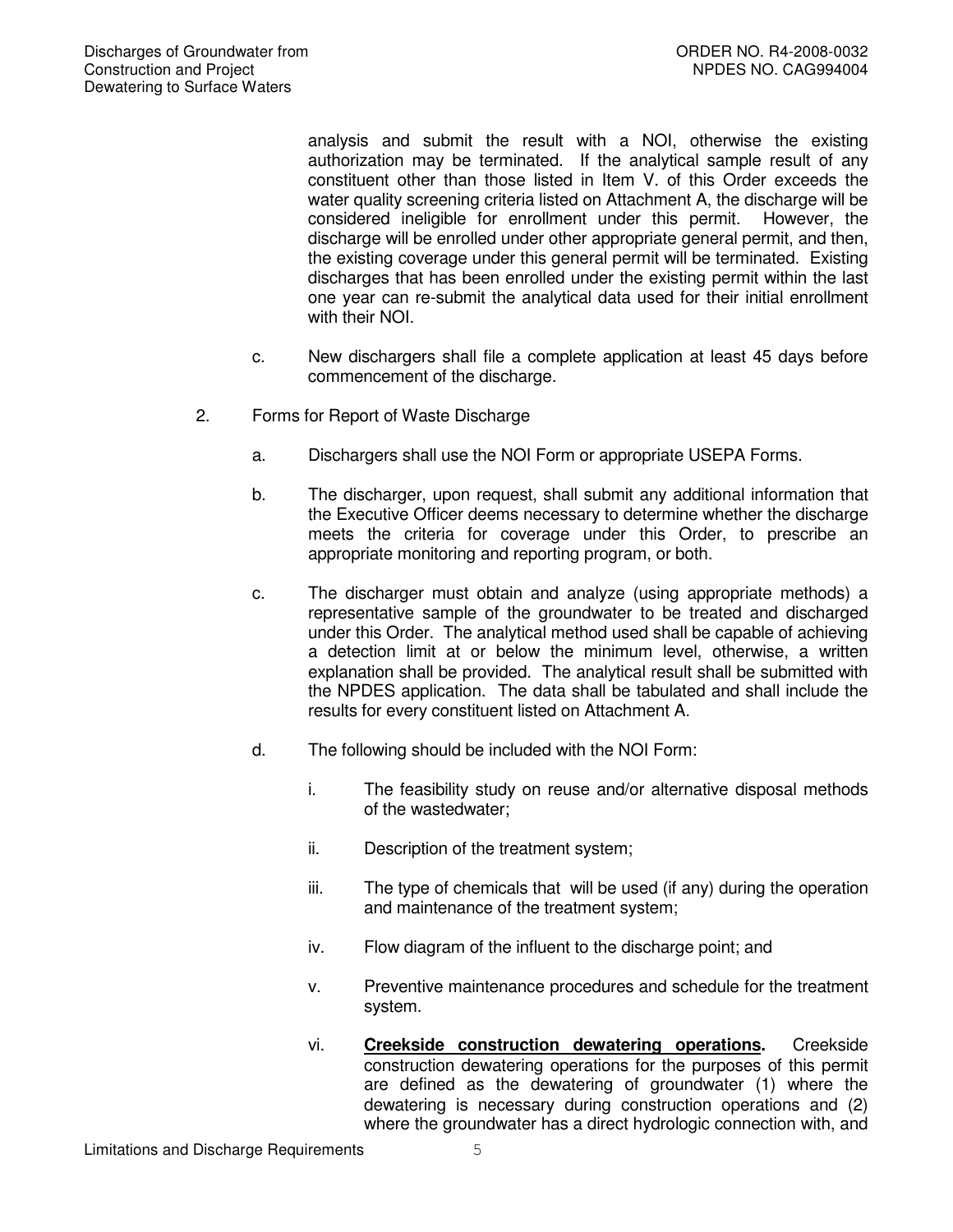analysis and submit the result with a NOI, otherwise the existing authorization may be terminated. If the analytical sample result of any constituent other than those listed in Item V. of this Order exceeds the water quality screening criteria listed on Attachment A, the discharge will be considered ineligible for enrollment under this permit. However, the discharge will be enrolled under other appropriate general permit, and then, the existing coverage under this general permit will be terminated. Existing discharges that has been enrolled under the existing permit within the last one year can re-submit the analytical data used for their initial enrollment with their NOI.

c. New dischargers shall file a complete application at least 45 days before commencement of the discharge.

2. Forms for Report of Waste Discharge

   a. Dischargers shall use the NOI Form or appropriate USEPA Forms.

   b. The discharger, upon request, shall submit any additional information that the Executive Officer deems necessary to determine whether the discharge meets the criteria for coverage under this Order, to prescribe an appropriate monitoring and reporting program, or both.

   c. The discharger must obtain and analyze (using appropriate methods) a representative sample of the groundwater to be treated and discharged under this Order. The analytical method used shall be capable of achieving a detection limit at or below the minimum level, otherwise, a written explanation shall be provided. The analytical result shall be submitted with the NPDES application. The data shall be tabulated and shall include the results for every constituent listed on Attachment A.

   d. The following should be included with the NOI Form:

      i. The feasibility study on reuse and/or alternative disposal methods of the wastedwater;

      ii. Description of the treatment system;

      iii. The type of chemicals that will be used (if any) during the operation and maintenance of the treatment system;

      iv. Flow diagram of the influent to the discharge point; and

      v. Preventive maintenance procedures and schedule for the treatment system.

      vi. **Creekside construction dewatering operations.** Creekside construction dewatering operations for the purposes of this permit are defined as the dewatering of groundwater (1) where the dewatering is necessary during construction operations and (2) where the groundwater has a direct hydrologic connection with, and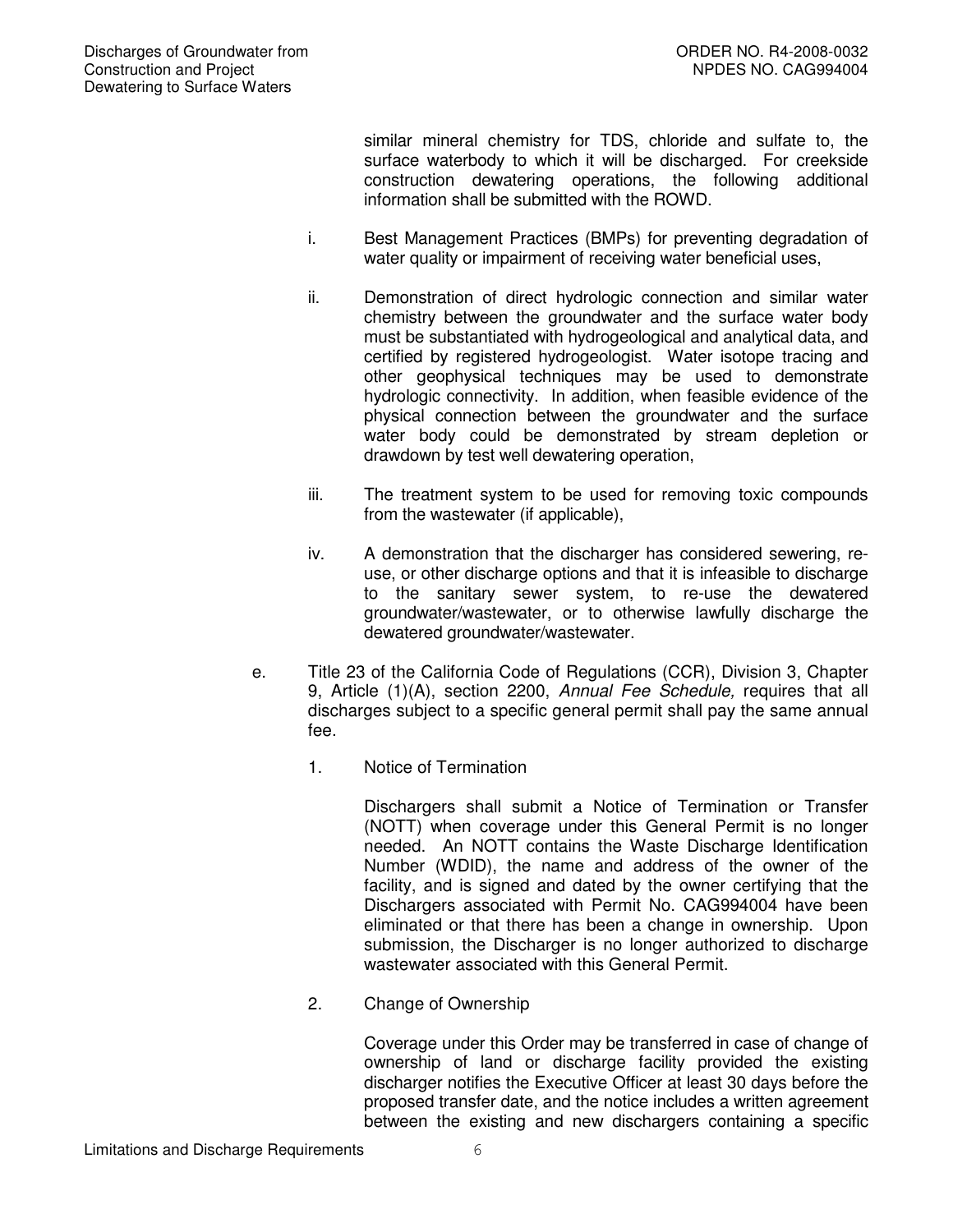similar mineral chemistry for TDS, chloride and sulfate to, the surface waterbody to which it will be discharged. For creekside construction dewatering operations, the following additional information shall be submitted with the ROWD.

i. Best Management Practices (BMPs) for preventing degradation of water quality or impairment of receiving water beneficial uses,

ii. Demonstration of direct hydrologic connection and similar water chemistry between the groundwater and the surface water body must be substantiated with hydrogeological and analytical data, and certified by registered hydrogeologist. Water isotope tracing and other geophysical techniques may be used to demonstrate hydrologic connectivity. In addition, when feasible evidence of the physical connection between the groundwater and the surface water body could be demonstrated by stream depletion or drawdown by test well dewatering operation,

iii. The treatment system to be used for removing toxic compounds from the wastewater (if applicable),

iv. A demonstration that the discharger has considered sewering, re-use, or other discharge options and that it is infeasible to discharge to the sanitary sewer system, to re-use the dewatered groundwater/wastewater, or to otherwise lawfully discharge the dewatered groundwater/wastewater.

e. Title 23 of the California Code of Regulations (CCR), Division 3, Chapter 9, Article (1)(A), section 2200, *Annual Fee Schedule,* requires that all discharges subject to a specific general permit shall pay the same annual fee.

1. Notice of Termination

   Dischargers shall submit a Notice of Termination or Transfer (NOTT) when coverage under this General Permit is no longer needed. An NOTT contains the Waste Discharge Identification Number (WDID), the name and address of the owner of the facility, and is signed and dated by the owner certifying that the Dischargers associated with Permit No. CAG994004 have been eliminated or that there has been a change in ownership. Upon submission, the Discharger is no longer authorized to discharge wastewater associated with this General Permit.

2. Change of Ownership

   Coverage under this Order may be transferred in case of change of ownership of land or discharge facility provided the existing discharger notifies the Executive Officer at least 30 days before the proposed transfer date, and the notice includes a written agreement between the existing and new dischargers containing a specific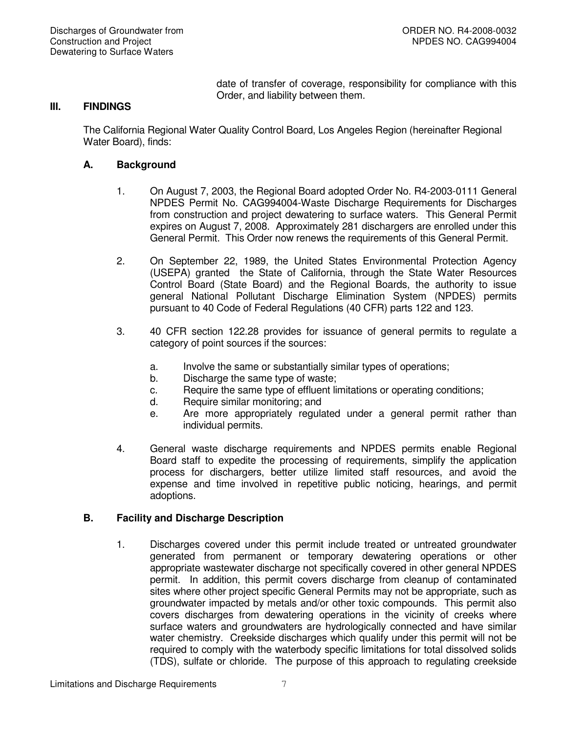date of transfer of coverage, responsibility for compliance with this Order, and liability between them.

## III. FINDINGS

The California Regional Water Quality Control Board, Los Angeles Region (hereinafter Regional Water Board), finds:

### A. Background

1. On August 7, 2003, the Regional Board adopted Order No. R4-2003-0111 General NPDES Permit No. CAG994004-Waste Discharge Requirements for Discharges from construction and project dewatering to surface waters. This General Permit expires on August 7, 2008. Approximately 281 dischargers are enrolled under this General Permit. This Order now renews the requirements of this General Permit.

2. On September 22, 1989, the United States Environmental Protection Agency (USEPA) granted the State of California, through the State Water Resources Control Board (State Board) and the Regional Boards, the authority to issue general National Pollutant Discharge Elimination System (NPDES) permits pursuant to 40 Code of Federal Regulations (40 CFR) parts 122 and 123.

3. 40 CFR section 122.28 provides for issuance of general permits to regulate a category of point sources if the sources:

   a. Involve the same or substantially similar types of operations;
   b. Discharge the same type of waste;
   c. Require the same type of effluent limitations or operating conditions;
   d. Require similar monitoring; and
   e. Are more appropriately regulated under a general permit rather than individual permits.

4. General waste discharge requirements and NPDES permits enable Regional Board staff to expedite the processing of requirements, simplify the application process for dischargers, better utilize limited staff resources, and avoid the expense and time involved in repetitive public noticing, hearings, and permit adoptions.

### B. Facility and Discharge Description

1. Discharges covered under this permit include treated or untreated groundwater generated from permanent or temporary dewatering operations or other appropriate wastewater discharge not specifically covered in other general NPDES permit. In addition, this permit covers discharge from cleanup of contaminated sites where other project specific General Permits may not be appropriate, such as groundwater impacted by metals and/or other toxic compounds. This permit also covers discharges from dewatering operations in the vicinity of creeks where surface waters and groundwaters are hydrologically connected and have similar water chemistry. Creekside discharges which qualify under this permit will not be required to comply with the waterbody specific limitations for total dissolved solids (TDS), sulfate or chloride. The purpose of this approach to regulating creekside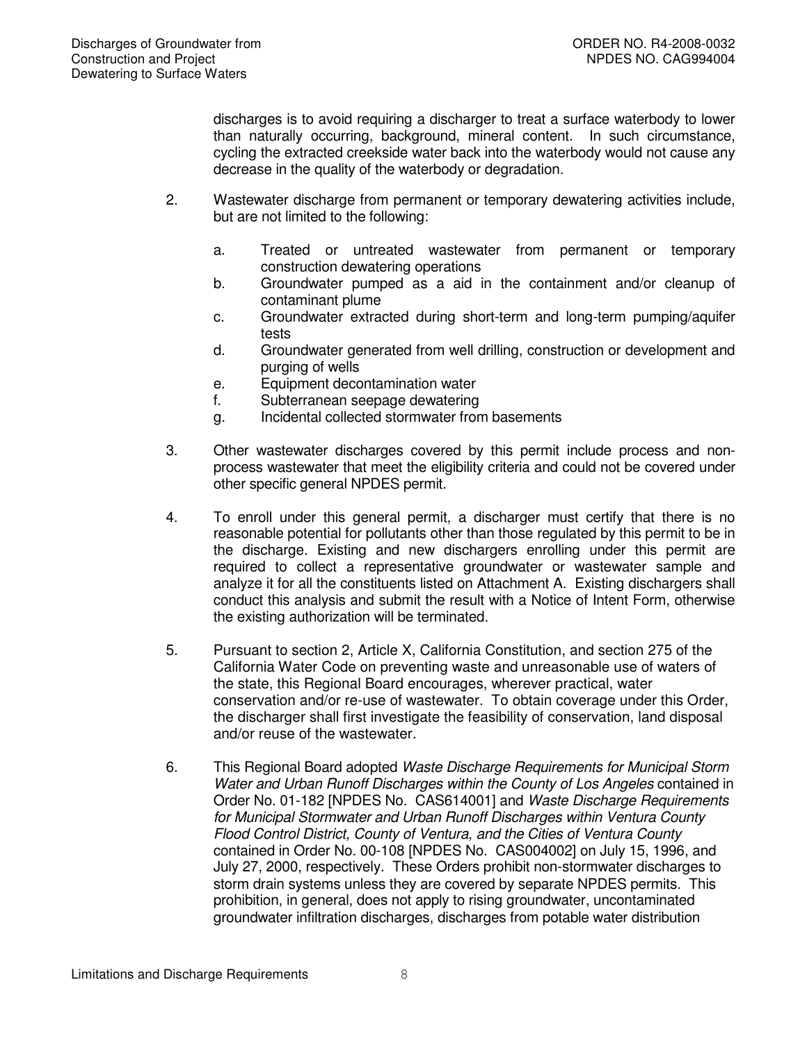discharges is to avoid requiring a discharger to treat a surface waterbody to lower than naturally occurring, background, mineral content. In such circumstance, cycling the extracted creekside water back into the waterbody would not cause any decrease in the quality of the waterbody or degradation.

2. Wastewater discharge from permanent or temporary dewatering activities include, but are not limited to the following:

   a. Treated or untreated wastewater from permanent or temporary construction dewatering operations
   b. Groundwater pumped as a aid in the containment and/or cleanup of contaminant plume
   c. Groundwater extracted during short-term and long-term pumping/aquifer tests
   d. Groundwater generated from well drilling, construction or development and purging of wells
   e. Equipment decontamination water
   f. Subterranean seepage dewatering
   g. Incidental collected stormwater from basements

3. Other wastewater discharges covered by this permit include process and non-process wastewater that meet the eligibility criteria and could not be covered under other specific general NPDES permit.

4. To enroll under this general permit, a discharger must certify that there is no reasonable potential for pollutants other than those regulated by this permit to be in the discharge. Existing and new dischargers enrolling under this permit are required to collect a representative groundwater or wastewater sample and analyze it for all the constituents listed on Attachment A. Existing dischargers shall conduct this analysis and submit the result with a Notice of Intent Form, otherwise the existing authorization will be terminated.

5. Pursuant to section 2, Article X, California Constitution, and section 275 of the California Water Code on preventing waste and unreasonable use of waters of the state, this Regional Board encourages, wherever practical, water conservation and/or re-use of wastewater. To obtain coverage under this Order, the discharger shall first investigate the feasibility of conservation, land disposal and/or reuse of the wastewater.

6. This Regional Board adopted *Waste Discharge Requirements for Municipal Storm Water and Urban Runoff Discharges within the County of Los Angeles* contained in Order No. 01-182 [NPDES No. CAS614001] and *Waste Discharge Requirements for Municipal Stormwater and Urban Runoff Discharges within Ventura County Flood Control District, County of Ventura, and the Cities of Ventura County* contained in Order No. 00-108 [NPDES No. CAS004002] on July 15, 1996, and July 27, 2000, respectively. These Orders prohibit non-stormwater discharges to storm drain systems unless they are covered by separate NPDES permits. This prohibition, in general, does not apply to rising groundwater, uncontaminated groundwater infiltration discharges, discharges from potable water distribution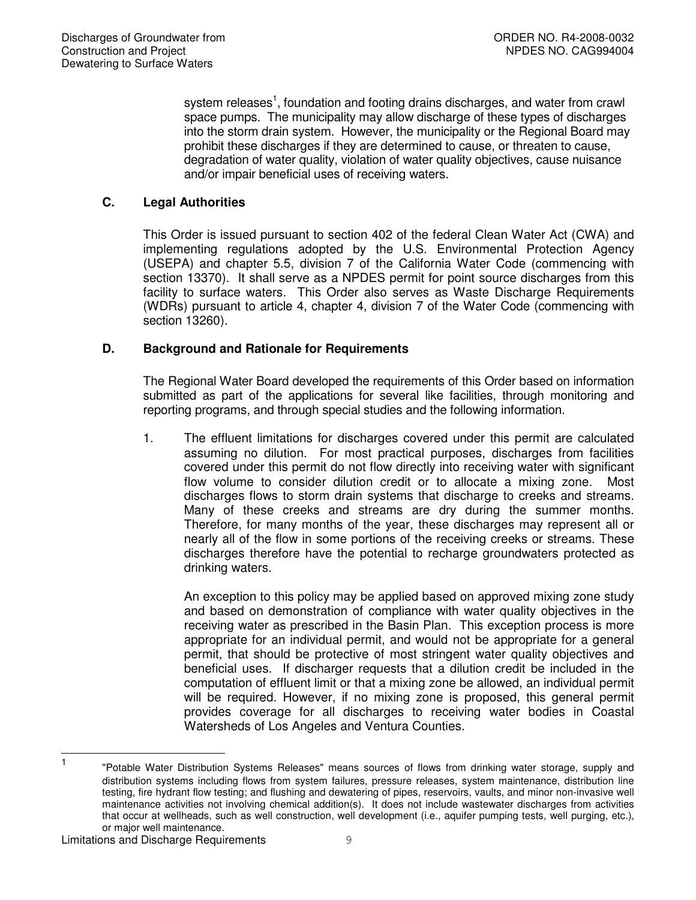system releases[1], foundation and footing drains discharges, and water from crawl space pumps. The municipality may allow discharge of these types of discharges into the storm drain system. However, the municipality or the Regional Board may prohibit these discharges if they are determined to cause, or threaten to cause, degradation of water quality, violation of water quality objectives, cause nuisance and/or impair beneficial uses of receiving waters.

### C. Legal Authorities

This Order is issued pursuant to section 402 of the federal Clean Water Act (CWA) and implementing regulations adopted by the U.S. Environmental Protection Agency (USEPA) and chapter 5.5, division 7 of the California Water Code (commencing with section 13370). It shall serve as a NPDES permit for point source discharges from this facility to surface waters. This Order also serves as Waste Discharge Requirements (WDRs) pursuant to article 4, chapter 4, division 7 of the Water Code (commencing with section 13260).

### D. Background and Rationale for Requirements

The Regional Water Board developed the requirements of this Order based on information submitted as part of the applications for several like facilities, through monitoring and reporting programs, and through special studies and the following information.

1. The effluent limitations for discharges covered under this permit are calculated assuming no dilution. For most practical purposes, discharges from facilities covered under this permit do not flow directly into receiving water with significant flow volume to consider dilution credit or to allocate a mixing zone. Most discharges flows to storm drain systems that discharge to creeks and streams. Many of these creeks and streams are dry during the summer months. Therefore, for many months of the year, these discharges may represent all or nearly all of the flow in some portions of the receiving creeks or streams. These discharges therefore have the potential to recharge groundwaters protected as drinking waters.

   An exception to this policy may be applied based on approved mixing zone study and based on demonstration of compliance with water quality objectives in the receiving water as prescribed in the Basin Plan. This exception process is more appropriate for an individual permit, and would not be appropriate for a general permit, that should be protective of most stringent water quality objectives and beneficial uses. If discharger requests that a dilution credit be included in the computation of effluent limit or that a mixing zone be allowed, an individual permit will be required. However, if no mixing zone is proposed, this general permit provides coverage for all discharges to receiving water bodies in Coastal Watersheds of Los Angeles and Ventura Counties.

---

[1] "Potable Water Distribution Systems Releases" means sources of flows from drinking water storage, supply and distribution systems including flows from system failures, pressure releases, system maintenance, distribution line testing, fire hydrant flow testing; and flushing and dewatering of pipes, reservoirs, vaults, and minor non-invasive well maintenance activities not involving chemical addition(s). It does not include wastewater discharges from activities that occur at wellheads, such as well construction, well development (i.e., aquifer pumping tests, well purging, etc.), or major well maintenance.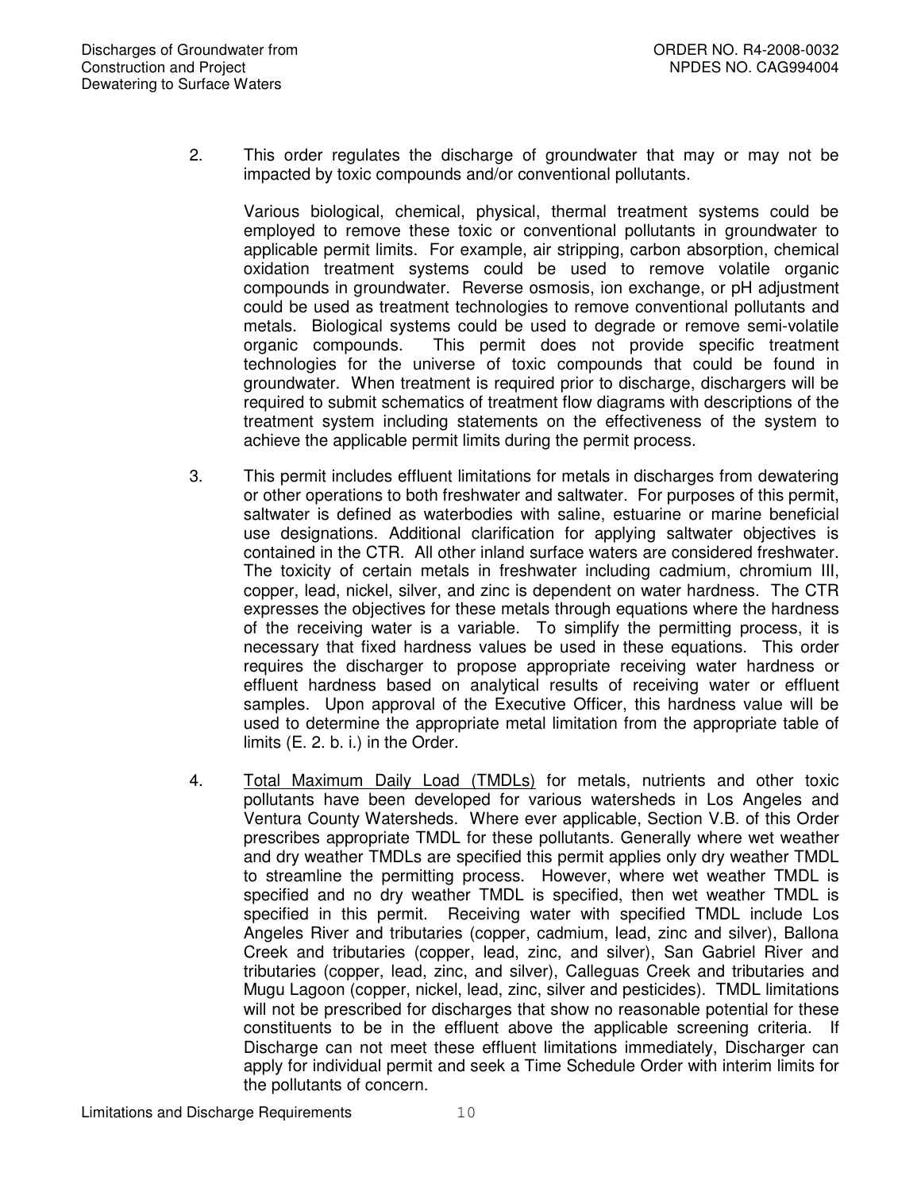2. This order regulates the discharge of groundwater that may or may not be impacted by toxic compounds and/or conventional pollutants.

   Various biological, chemical, physical, thermal treatment systems could be employed to remove these toxic or conventional pollutants in groundwater to applicable permit limits. For example, air stripping, carbon absorption, chemical oxidation treatment systems could be used to remove volatile organic compounds in groundwater. Reverse osmosis, ion exchange, or pH adjustment could be used as treatment technologies to remove conventional pollutants and metals. Biological systems could be used to degrade or remove semi-volatile organic compounds. This permit does not provide specific treatment technologies for the universe of toxic compounds that could be found in groundwater. When treatment is required prior to discharge, dischargers will be required to submit schematics of treatment flow diagrams with descriptions of the treatment system including statements on the effectiveness of the system to achieve the applicable permit limits during the permit process.

3. This permit includes effluent limitations for metals in discharges from dewatering or other operations to both freshwater and saltwater. For purposes of this permit, saltwater is defined as waterbodies with saline, estuarine or marine beneficial use designations. Additional clarification for applying saltwater objectives is contained in the CTR. All other inland surface waters are considered freshwater. The toxicity of certain metals in freshwater including cadmium, chromium III, copper, lead, nickel, silver, and zinc is dependent on water hardness. The CTR expresses the objectives for these metals through equations where the hardness of the receiving water is a variable. To simplify the permitting process, it is necessary that fixed hardness values be used in these equations. This order requires the discharger to propose appropriate receiving water hardness or effluent hardness based on analytical results of receiving water or effluent samples. Upon approval of the Executive Officer, this hardness value will be used to determine the appropriate metal limitation from the appropriate table of limits (E. 2. b. i.) in the Order.

4. <u>Total Maximum Daily Load (TMDLs)</u> for metals, nutrients and other toxic pollutants have been developed for various watersheds in Los Angeles and Ventura County Watersheds. Where ever applicable, Section V.B. of this Order prescribes appropriate TMDL for these pollutants. Generally where wet weather and dry weather TMDLs are specified this permit applies only dry weather TMDL to streamline the permitting process. However, where wet weather TMDL is specified and no dry weather TMDL is specified, then wet weather TMDL is specified in this permit. Receiving water with specified TMDL include Los Angeles River and tributaries (copper, cadmium, lead, zinc and silver), Ballona Creek and tributaries (copper, lead, zinc, and silver), San Gabriel River and tributaries (copper, lead, zinc, and silver), Calleguas Creek and tributaries and Mugu Lagoon (copper, nickel, lead, zinc, silver and pesticides). TMDL limitations will not be prescribed for discharges that show no reasonable potential for these constituents to be in the effluent above the applicable screening criteria. If Discharge can not meet these effluent limitations immediately, Discharger can apply for individual permit and seek a Time Schedule Order with interim limits for the pollutants of concern.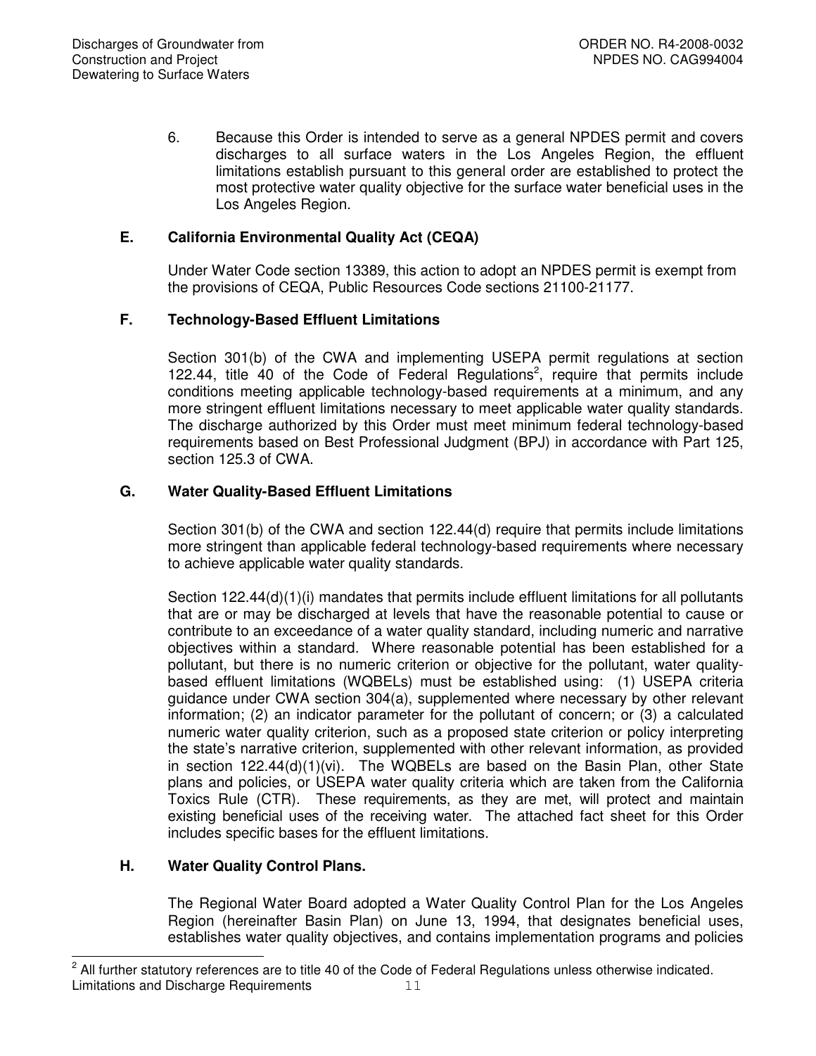6. Because this Order is intended to serve as a general NPDES permit and covers discharges to all surface waters in the Los Angeles Region, the effluent limitations establish pursuant to this general order are established to protect the most protective water quality objective for the surface water beneficial uses in the Los Angeles Region.

### E. California Environmental Quality Act (CEQA)

Under Water Code section 13389, this action to adopt an NPDES permit is exempt from the provisions of CEQA, Public Resources Code sections 21100-21177.

### F. Technology-Based Effluent Limitations

Section 301(b) of the CWA and implementing USEPA permit regulations at section 122.44, title 40 of the Code of Federal Regulations[2], require that permits include conditions meeting applicable technology-based requirements at a minimum, and any more stringent effluent limitations necessary to meet applicable water quality standards. The discharge authorized by this Order must meet minimum federal technology-based requirements based on Best Professional Judgment (BPJ) in accordance with Part 125, section 125.3 of CWA.

### G. Water Quality-Based Effluent Limitations

Section 301(b) of the CWA and section 122.44(d) require that permits include limitations more stringent than applicable federal technology-based requirements where necessary to achieve applicable water quality standards.

Section 122.44(d)(1)(i) mandates that permits include effluent limitations for all pollutants that are or may be discharged at levels that have the reasonable potential to cause or contribute to an exceedance of a water quality standard, including numeric and narrative objectives within a standard. Where reasonable potential has been established for a pollutant, but there is no numeric criterion or objective for the pollutant, water quality-based effluent limitations (WQBELs) must be established using: (1) USEPA criteria guidance under CWA section 304(a), supplemented where necessary by other relevant information; (2) an indicator parameter for the pollutant of concern; or (3) a calculated numeric water quality criterion, such as a proposed state criterion or policy interpreting the state's narrative criterion, supplemented with other relevant information, as provided in section 122.44(d)(1)(vi). The WQBELs are based on the Basin Plan, other State plans and policies, or USEPA water quality criteria which are taken from the California Toxics Rule (CTR). These requirements, as they are met, will protect and maintain existing beneficial uses of the receiving water. The attached fact sheet for this Order includes specific bases for the effluent limitations.

### H. Water Quality Control Plans.

The Regional Water Board adopted a Water Quality Control Plan for the Los Angeles Region (hereinafter Basin Plan) on June 13, 1994, that designates beneficial uses, establishes water quality objectives, and contains implementation programs and policies

---

[2] All further statutory references are to title 40 of the Code of Federal Regulations unless otherwise indicated.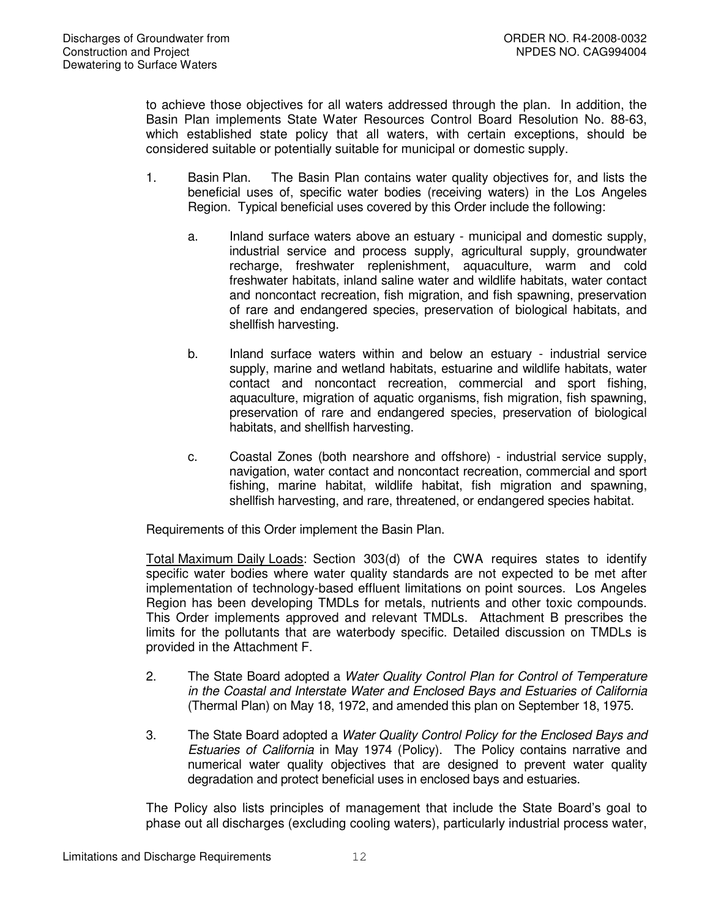to achieve those objectives for all waters addressed through the plan. In addition, the Basin Plan implements State Water Resources Control Board Resolution No. 88-63, which established state policy that all waters, with certain exceptions, should be considered suitable or potentially suitable for municipal or domestic supply.

1. Basin Plan. The Basin Plan contains water quality objectives for, and lists the beneficial uses of, specific water bodies (receiving waters) in the Los Angeles Region. Typical beneficial uses covered by this Order include the following:

   a. Inland surface waters above an estuary - municipal and domestic supply, industrial service and process supply, agricultural supply, groundwater recharge, freshwater replenishment, aquaculture, warm and cold freshwater habitats, inland saline water and wildlife habitats, water contact and noncontact recreation, fish migration, and fish spawning, preservation of rare and endangered species, preservation of biological habitats, and shellfish harvesting.

   b. Inland surface waters within and below an estuary - industrial service supply, marine and wetland habitats, estuarine and wildlife habitats, water contact and noncontact recreation, commercial and sport fishing, aquaculture, migration of aquatic organisms, fish migration, fish spawning, preservation of rare and endangered species, preservation of biological habitats, and shellfish harvesting.

   c. Coastal Zones (both nearshore and offshore) - industrial service supply, navigation, water contact and noncontact recreation, commercial and sport fishing, marine habitat, wildlife habitat, fish migration and spawning, shellfish harvesting, and rare, threatened, or endangered species habitat.

Requirements of this Order implement the Basin Plan.

Total Maximum Daily Loads: Section 303(d) of the CWA requires states to identify specific water bodies where water quality standards are not expected to be met after implementation of technology-based effluent limitations on point sources. Los Angeles Region has been developing TMDLs for metals, nutrients and other toxic compounds. This Order implements approved and relevant TMDLs. Attachment B prescribes the limits for the pollutants that are waterbody specific. Detailed discussion on TMDLs is provided in the Attachment F.

2. The State Board adopted a *Water Quality Control Plan for Control of Temperature in the Coastal and Interstate Water and Enclosed Bays and Estuaries of California* (Thermal Plan) on May 18, 1972, and amended this plan on September 18, 1975.

3. The State Board adopted a *Water Quality Control Policy for the Enclosed Bays and Estuaries of California* in May 1974 (Policy). The Policy contains narrative and numerical water quality objectives that are designed to prevent water quality degradation and protect beneficial uses in enclosed bays and estuaries.

The Policy also lists principles of management that include the State Board's goal to phase out all discharges (excluding cooling waters), particularly industrial process water,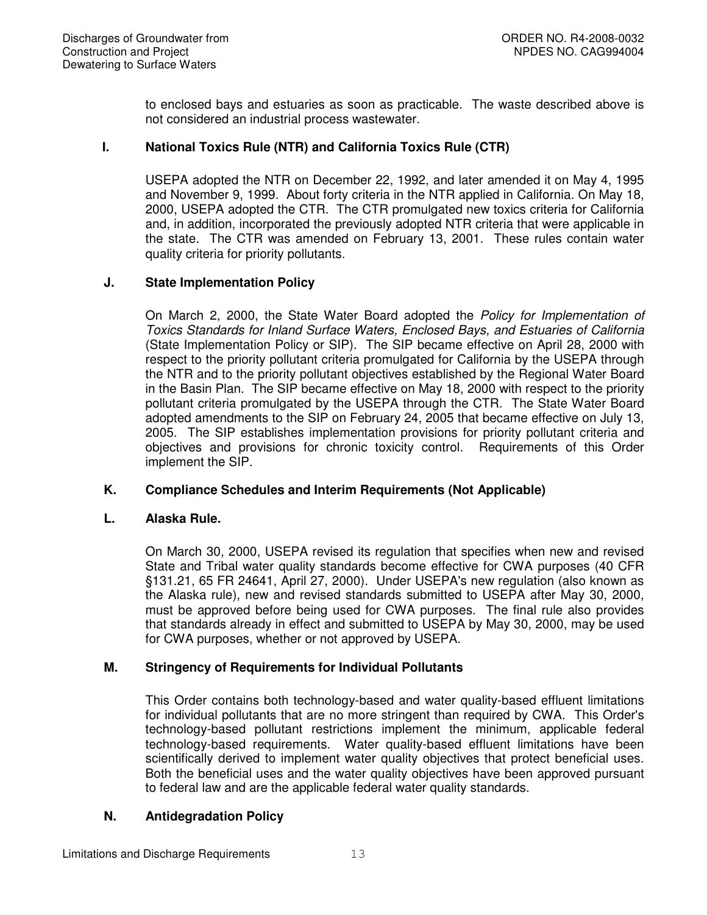to enclosed bays and estuaries as soon as practicable. The waste described above is not considered an industrial process wastewater.

### I. National Toxics Rule (NTR) and California Toxics Rule (CTR)

USEPA adopted the NTR on December 22, 1992, and later amended it on May 4, 1995 and November 9, 1999. About forty criteria in the NTR applied in California. On May 18, 2000, USEPA adopted the CTR. The CTR promulgated new toxics criteria for California and, in addition, incorporated the previously adopted NTR criteria that were applicable in the state. The CTR was amended on February 13, 2001. These rules contain water quality criteria for priority pollutants.

### J. State Implementation Policy

On March 2, 2000, the State Water Board adopted the *Policy for Implementation of Toxics Standards for Inland Surface Waters, Enclosed Bays, and Estuaries of California* (State Implementation Policy or SIP). The SIP became effective on April 28, 2000 with respect to the priority pollutant criteria promulgated for California by the USEPA through the NTR and to the priority pollutant objectives established by the Regional Water Board in the Basin Plan. The SIP became effective on May 18, 2000 with respect to the priority pollutant criteria promulgated by the USEPA through the CTR. The State Water Board adopted amendments to the SIP on February 24, 2005 that became effective on July 13, 2005. The SIP establishes implementation provisions for priority pollutant criteria and objectives and provisions for chronic toxicity control. Requirements of this Order implement the SIP.

### K. Compliance Schedules and Interim Requirements (Not Applicable)

### L. Alaska Rule.

On March 30, 2000, USEPA revised its regulation that specifies when new and revised State and Tribal water quality standards become effective for CWA purposes (40 CFR §131.21, 65 FR 24641, April 27, 2000). Under USEPA's new regulation (also known as the Alaska rule), new and revised standards submitted to USEPA after May 30, 2000, must be approved before being used for CWA purposes. The final rule also provides that standards already in effect and submitted to USEPA by May 30, 2000, may be used for CWA purposes, whether or not approved by USEPA.

### M. Stringency of Requirements for Individual Pollutants

This Order contains both technology-based and water quality-based effluent limitations for individual pollutants that are no more stringent than required by CWA. This Order's technology-based pollutant restrictions implement the minimum, applicable federal technology-based requirements. Water quality-based effluent limitations have been scientifically derived to implement water quality objectives that protect beneficial uses. Both the beneficial uses and the water quality objectives have been approved pursuant to federal law and are the applicable federal water quality standards.

### N. Antidegradation Policy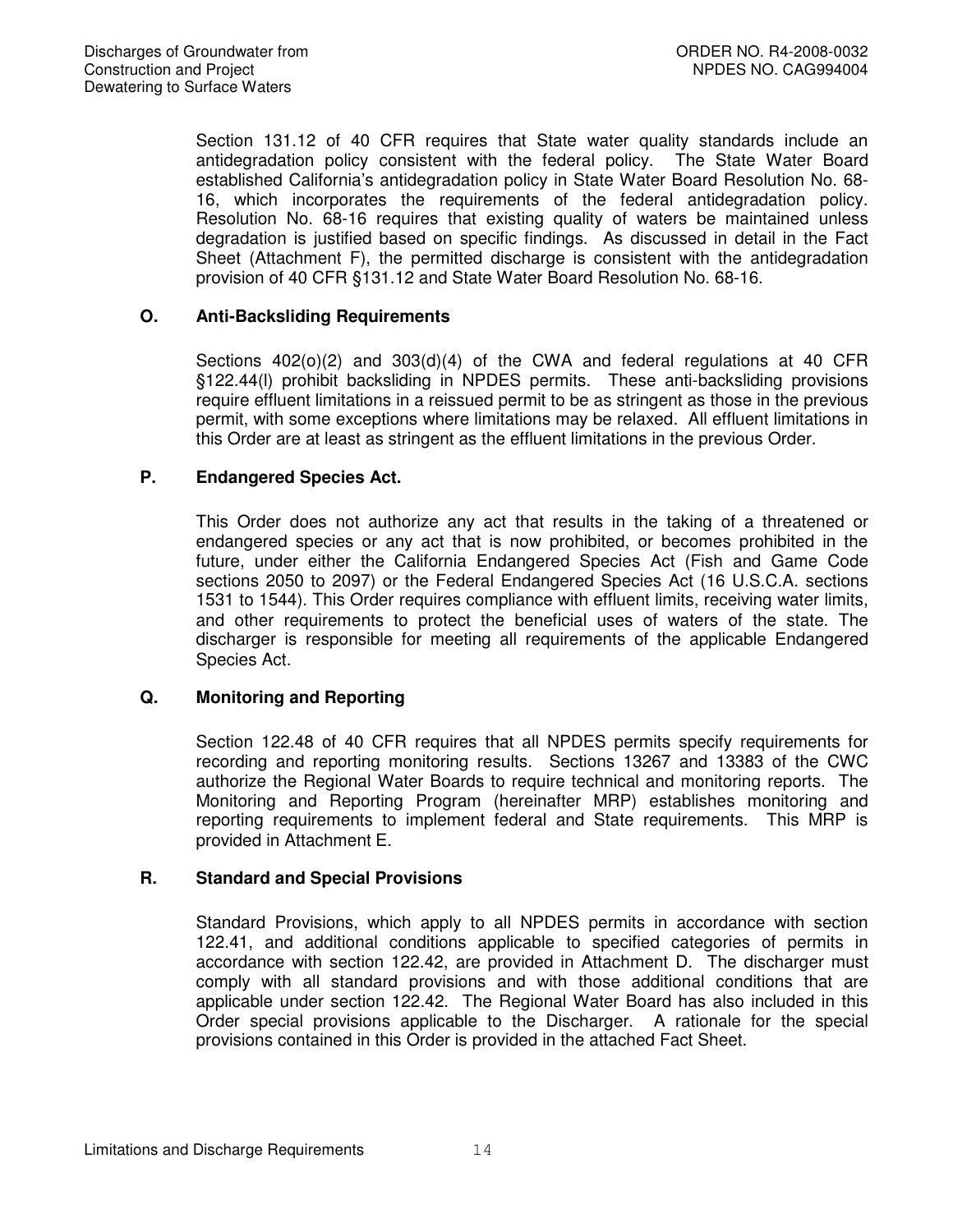Section 131.12 of 40 CFR requires that State water quality standards include an antidegradation policy consistent with the federal policy. The State Water Board established California's antidegradation policy in State Water Board Resolution No. 68-16, which incorporates the requirements of the federal antidegradation policy. Resolution No. 68-16 requires that existing quality of waters be maintained unless degradation is justified based on specific findings. As discussed in detail in the Fact Sheet (Attachment F), the permitted discharge is consistent with the antidegradation provision of 40 CFR §131.12 and State Water Board Resolution No. 68-16.

### O. Anti-Backsliding Requirements

Sections 402(o)(2) and 303(d)(4) of the CWA and federal regulations at 40 CFR §122.44(l) prohibit backsliding in NPDES permits. These anti-backsliding provisions require effluent limitations in a reissued permit to be as stringent as those in the previous permit, with some exceptions where limitations may be relaxed. All effluent limitations in this Order are at least as stringent as the effluent limitations in the previous Order.

### P. Endangered Species Act.

This Order does not authorize any act that results in the taking of a threatened or endangered species or any act that is now prohibited, or becomes prohibited in the future, under either the California Endangered Species Act (Fish and Game Code sections 2050 to 2097) or the Federal Endangered Species Act (16 U.S.C.A. sections 1531 to 1544). This Order requires compliance with effluent limits, receiving water limits, and other requirements to protect the beneficial uses of waters of the state. The discharger is responsible for meeting all requirements of the applicable Endangered Species Act.

### Q. Monitoring and Reporting

Section 122.48 of 40 CFR requires that all NPDES permits specify requirements for recording and reporting monitoring results. Sections 13267 and 13383 of the CWC authorize the Regional Water Boards to require technical and monitoring reports. The Monitoring and Reporting Program (hereinafter MRP) establishes monitoring and reporting requirements to implement federal and State requirements. This MRP is provided in Attachment E.

### R. Standard and Special Provisions

Standard Provisions, which apply to all NPDES permits in accordance with section 122.41, and additional conditions applicable to specified categories of permits in accordance with section 122.42, are provided in Attachment D. The discharger must comply with all standard provisions and with those additional conditions that are applicable under section 122.42. The Regional Water Board has also included in this Order special provisions applicable to the Discharger. A rationale for the special provisions contained in this Order is provided in the attached Fact Sheet.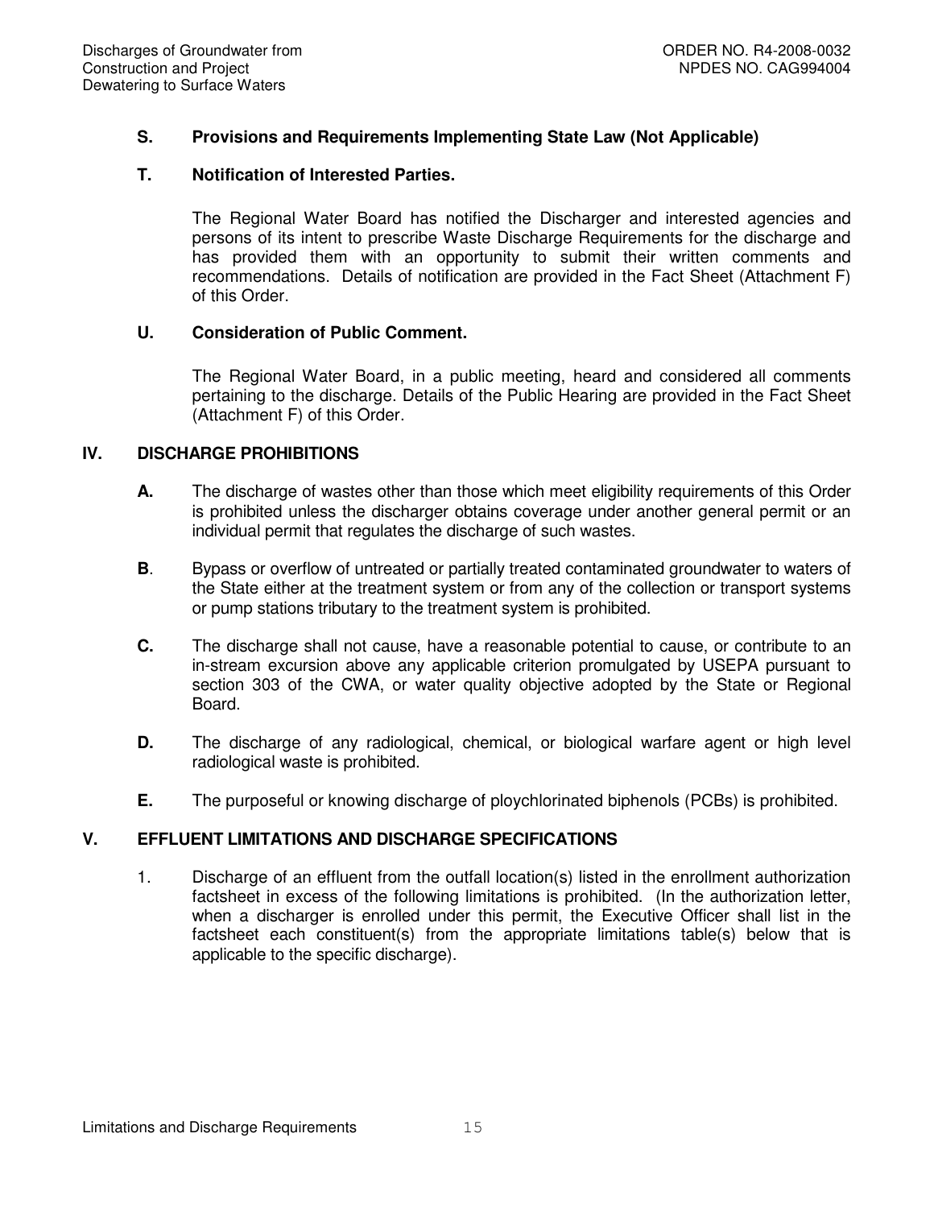### S. Provisions and Requirements Implementing State Law (Not Applicable)

### T. Notification of Interested Parties.

The Regional Water Board has notified the Discharger and interested agencies and persons of its intent to prescribe Waste Discharge Requirements for the discharge and has provided them with an opportunity to submit their written comments and recommendations. Details of notification are provided in the Fact Sheet (Attachment F) of this Order.

### U. Consideration of Public Comment.

The Regional Water Board, in a public meeting, heard and considered all comments pertaining to the discharge. Details of the Public Hearing are provided in the Fact Sheet (Attachment F) of this Order.

## IV. DISCHARGE PROHIBITIONS

**A.** The discharge of wastes other than those which meet eligibility requirements of this Order is prohibited unless the discharger obtains coverage under another general permit or an individual permit that regulates the discharge of such wastes.

**B**. Bypass or overflow of untreated or partially treated contaminated groundwater to waters of the State either at the treatment system or from any of the collection or transport systems or pump stations tributary to the treatment system is prohibited.

**C.** The discharge shall not cause, have a reasonable potential to cause, or contribute to an in-stream excursion above any applicable criterion promulgated by USEPA pursuant to section 303 of the CWA, or water quality objective adopted by the State or Regional Board.

**D.** The discharge of any radiological, chemical, or biological warfare agent or high level radiological waste is prohibited.

**E.** The purposeful or knowing discharge of ploychlorinated biphenols (PCBs) is prohibited.

## V. EFFLUENT LIMITATIONS AND DISCHARGE SPECIFICATIONS

1. Discharge of an effluent from the outfall location(s) listed in the enrollment authorization factsheet in excess of the following limitations is prohibited. (In the authorization letter, when a discharger is enrolled under this permit, the Executive Officer shall list in the factsheet each constituent(s) from the appropriate limitations table(s) below that is applicable to the specific discharge).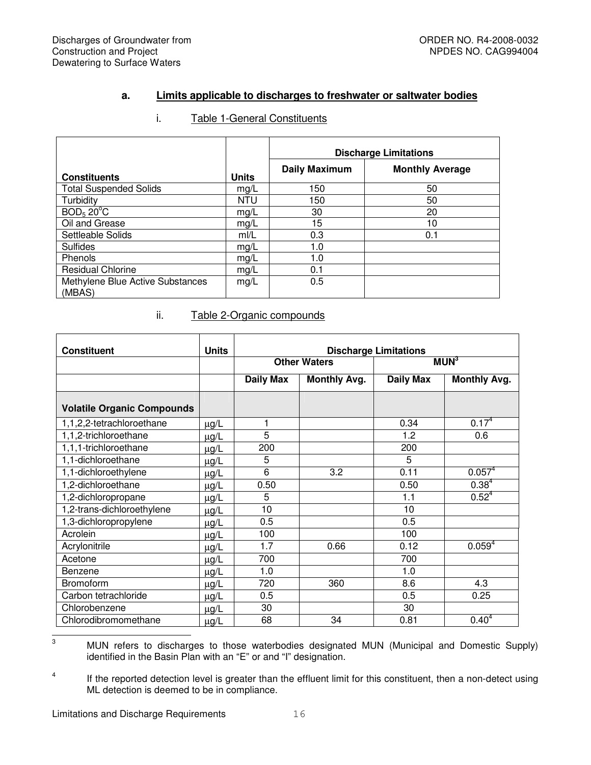**a. Limits applicable to discharges to freshwater or saltwater bodies**

i. Table 1-General Constituents

| Constituents | Units | Discharge Limitations | |
|---|---|---|---|
| | | Daily Maximum | Monthly Average |
| Total Suspended Solids | mg/L | 150 | 50 |
| Turbidity | NTU | 150 | 50 |
| $BOD_5$ 20°C | mg/L | 30 | 20 |
| Oil and Grease | mg/L | 15 | 10 |
| Settleable Solids | ml/L | 0.3 | 0.1 |
| Sulfides | mg/L | 1.0 | |
| Phenols | mg/L | 1.0 | |
| Residual Chlorine | mg/L | 0.1 | |
| Methylene Blue Active Substances (MBAS) | mg/L | 0.5 | |

ii. Table 2-Organic compounds

| Constituent | Units | Discharge Limitations | | | |
|---|---|---|---|---|---|
| | | Other Waters | | MUN[3] | |
| | | Daily Max | Monthly Avg. | Daily Max | Monthly Avg. |
| **Volatile Organic Compounds** | | | | | |
| 1,1,2,2-tetrachloroethane | μg/L | 1 | | 0.34 | 0.17[4] |
| 1,1,2-trichloroethane | μg/L | 5 | | 1.2 | 0.6 |
| 1,1,1-trichloroethane | μg/L | 200 | | 200 | |
| 1,1-dichloroethane | μg/L | 5 | | 5 | |
| 1,1-dichloroethylene | μg/L | 6 | 3.2 | 0.11 | 0.057[4] |
| 1,2-dichloroethane | μg/L | 0.50 | | 0.50 | 0.38[4] |
| 1,2-dichloropropane | μg/L | 5 | | 1.1 | 0.52[4] |
| 1,2-trans-dichloroethylene | μg/L | 10 | | 10 | |
| 1,3-dichloropropylene | μg/L | 0.5 | | 0.5 | |
| Acrolein | μg/L | 100 | | 100 | |
| Acrylonitrile | μg/L | 1.7 | 0.66 | 0.12 | 0.059[4] |
| Acetone | μg/L | 700 | | 700 | |
| Benzene | μg/L | 1.0 | | 1.0 | |
| Bromoform | μg/L | 720 | 360 | 8.6 | 4.3 |
| Carbon tetrachloride | μg/L | 0.5 | | 0.5 | 0.25 |
| Chlorobenzene | μg/L | 30 | | 30 | |
| Chlorodibromomethane | μg/L | 68 | 34 | 0.81 | 0.40[4] |

[3] MUN refers to discharges to those waterbodies designated MUN (Municipal and Domestic Supply) identified in the Basin Plan with an "E" or and "I" designation.

[4] If the reported detection level is greater than the effluent limit for this constituent, then a non-detect using ML detection is deemed to be in compliance.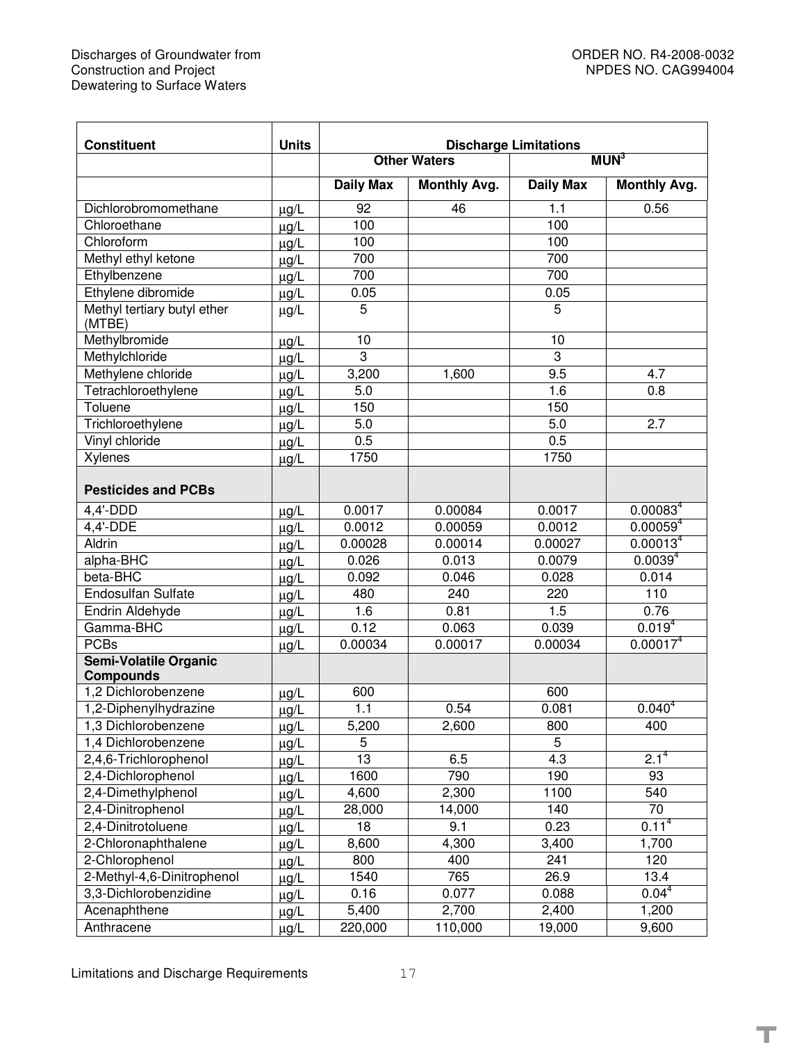| Constituent | Units | Discharge Limitations | | | |
|---|---|---|---|---|---|
| | | Other Waters | | MUN[3] | |
| | | Daily Max | Monthly Avg. | Daily Max | Monthly Avg. |
| Dichlorobromomethane | μg/L | 92 | 46 | 1.1 | 0.56 |
| Chloroethane | μg/L | 100 | | 100 | |
| Chloroform | μg/L | 100 | | 100 | |
| Methyl ethyl ketone | μg/L | 700 | | 700 | |
| Ethylbenzene | μg/L | 700 | | 700 | |
| Ethylene dibromide | μg/L | 0.05 | | 0.05 | |
| Methyl tertiary butyl ether (MTBE) | μg/L | 5 | | 5 | |
| Methylbromide | μg/L | 10 | | 10 | |
| Methylchloride | μg/L | 3 | | 3 | |
| Methylene chloride | μg/L | 3,200 | 1,600 | 9.5 | 4.7 |
| Tetrachloroethylene | μg/L | 5.0 | | 1.6 | 0.8 |
| Toluene | μg/L | 150 | | 150 | |
| Trichloroethylene | μg/L | 5.0 | | 5.0 | 2.7 |
| Vinyl chloride | μg/L | 0.5 | | 0.5 | |
| Xylenes | μg/L | 1750 | | 1750 | |
| **Pesticides and PCBs** | | | | | |
| 4,4'-DDD | μg/L | 0.0017 | 0.00084 | 0.0017 | 0.00083[4] |
| 4,4'-DDE | μg/L | 0.0012 | 0.00059 | 0.0012 | 0.00059[4] |
| Aldrin | μg/L | 0.00028 | 0.00014 | 0.00027 | 0.00013[4] |
| alpha-BHC | μg/L | 0.026 | 0.013 | 0.0079 | 0.0039[4] |
| beta-BHC | μg/L | 0.092 | 0.046 | 0.028 | 0.014 |
| Endosulfan Sulfate | μg/L | 480 | 240 | 220 | 110 |
| Endrin Aldehyde | μg/L | 1.6 | 0.81 | 1.5 | 0.76 |
| Gamma-BHC | μg/L | 0.12 | 0.063 | 0.039 | 0.019[4] |
| PCBs | μg/L | 0.00034 | 0.00017 | 0.00034 | 0.00017[4] |
| **Semi-Volatile Organic Compounds** | | | | | |
| 1,2 Dichlorobenzene | μg/L | 600 | | 600 | |
| 1,2-Diphenylhydrazine | μg/L | 1.1 | 0.54 | 0.081 | 0.040[4] |
| 1,3 Dichlorobenzene | μg/L | 5,200 | 2,600 | 800 | 400 |
| 1,4 Dichlorobenzene | μg/L | 5 | | 5 | |
| 2,4,6-Trichlorophenol | μg/L | 13 | 6.5 | 4.3 | 2.1[4] |
| 2,4-Dichlorophenol | μg/L | 1600 | 790 | 190 | 93 |
| 2,4-Dimethylphenol | μg/L | 4,600 | 2,300 | 1100 | 540 |
| 2,4-Dinitrophenol | μg/L | 28,000 | 14,000 | 140 | 70 |
| 2,4-Dinitrotoluene | μg/L | 18 | 9.1 | 0.23 | 0.11[4] |
| 2-Chloronaphthalene | μg/L | 8,600 | 4,300 | 3,400 | 1,700 |
| 2-Chlorophenol | μg/L | 800 | 400 | 241 | 120 |
| 2-Methyl-4,6-Dinitrophenol | μg/L | 1540 | 765 | 26.9 | 13.4 |
| 3,3-Dichlorobenzidine | μg/L | 0.16 | 0.077 | 0.088 | 0.04[4] |
| Acenaphthene | μg/L | 5,400 | 2,700 | 2,400 | 1,200 |
| Anthracene | μg/L | 220,000 | 110,000 | 19,000 | 9,600 |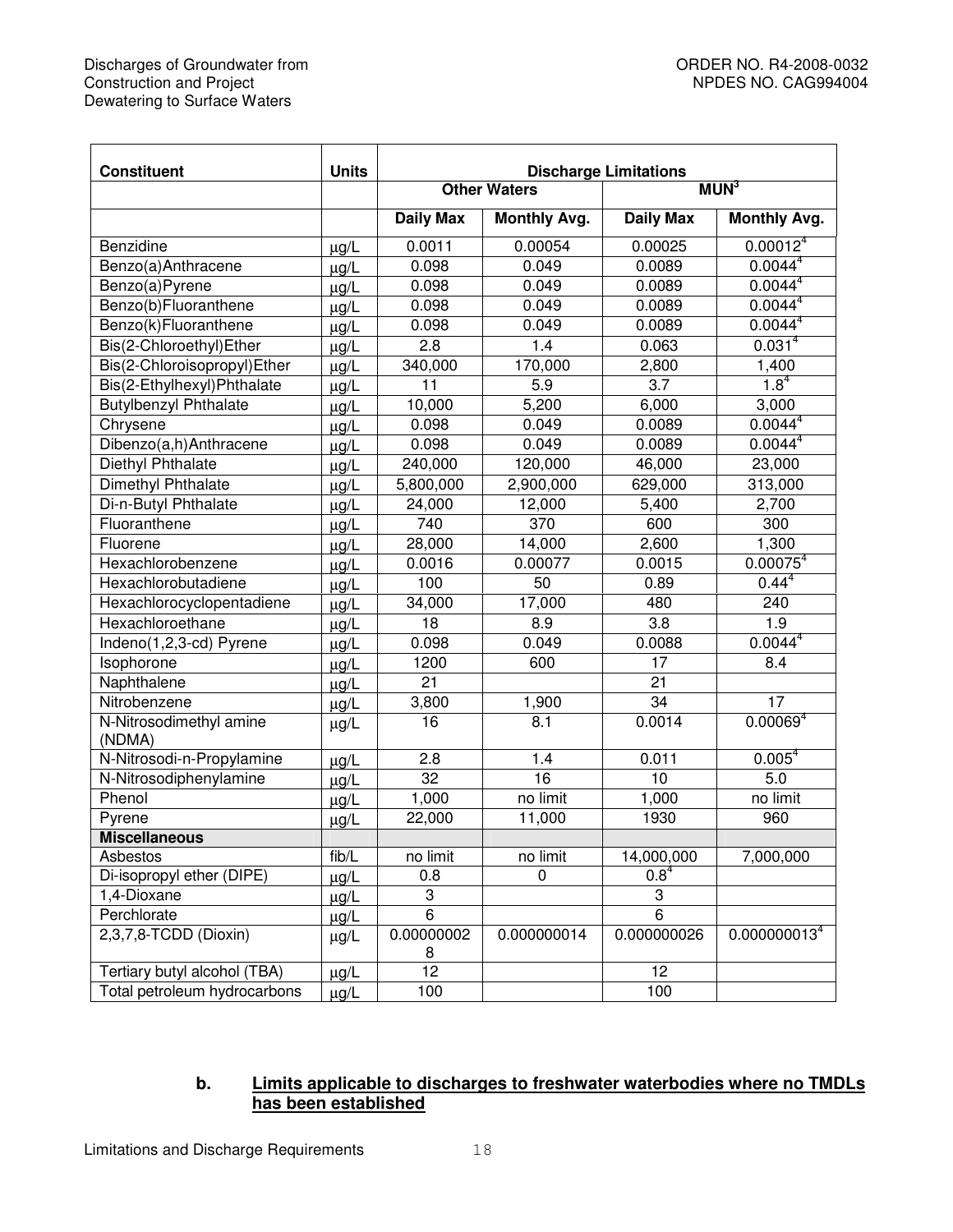| Constituent | Units | Discharge Limitations | | | |
|---|---|---|---|---|---|
| | | Other Waters | | MUN[3] | |
| | | Daily Max | Monthly Avg. | Daily Max | Monthly Avg. |
| Benzidine | μg/L | 0.0011 | 0.00054 | 0.00025 | 0.00012[4] |
| Benzo(a)Anthracene | μg/L | 0.098 | 0.049 | 0.0089 | 0.0044[4] |
| Benzo(a)Pyrene | μg/L | 0.098 | 0.049 | 0.0089 | 0.0044[4] |
| Benzo(b)Fluoranthene | μg/L | 0.098 | 0.049 | 0.0089 | 0.0044[4] |
| Benzo(k)Fluoranthene | μg/L | 0.098 | 0.049 | 0.0089 | 0.0044[4] |
| Bis(2-Chloroethyl)Ether | μg/L | 2.8 | 1.4 | 0.063 | 0.031[4] |
| Bis(2-Chloroisopropyl)Ether | μg/L | 340,000 | 170,000 | 2,800 | 1,400 |
| Bis(2-Ethylhexyl)Phthalate | μg/L | 11 | 5.9 | 3.7 | 1.8[4] |
| Butylbenzyl Phthalate | μg/L | 10,000 | 5,200 | 6,000 | 3,000 |
| Chrysene | μg/L | 0.098 | 0.049 | 0.0089 | 0.0044[4] |
| Dibenzo(a,h)Anthracene | μg/L | 0.098 | 0.049 | 0.0089 | 0.0044[4] |
| Diethyl Phthalate | μg/L | 240,000 | 120,000 | 46,000 | 23,000 |
| Dimethyl Phthalate | μg/L | 5,800,000 | 2,900,000 | 629,000 | 313,000 |
| Di-n-Butyl Phthalate | μg/L | 24,000 | 12,000 | 5,400 | 2,700 |
| Fluoranthene | μg/L | 740 | 370 | 600 | 300 |
| Fluorene | μg/L | 28,000 | 14,000 | 2,600 | 1,300 |
| Hexachlorobenzene | μg/L | 0.0016 | 0.00077 | 0.0015 | 0.00075[4] |
| Hexachlorobutadiene | μg/L | 100 | 50 | 0.89 | 0.44[4] |
| Hexachlorocyclopentadiene | μg/L | 34,000 | 17,000 | 480 | 240 |
| Hexachloroethane | μg/L | 18 | 8.9 | 3.8 | 1.9 |
| Indeno(1,2,3-cd) Pyrene | μg/L | 0.098 | 0.049 | 0.0088 | 0.0044[4] |
| Isophorone | μg/L | 1200 | 600 | 17 | 8.4 |
| Naphthalene | μg/L | 21 | | 21 | |
| Nitrobenzene | μg/L | 3,800 | 1,900 | 34 | 17 |
| N-Nitrosodimethyl amine (NDMA) | μg/L | 16 | 8.1 | 0.0014 | 0.00069[4] |
| N-Nitrosodi-n-Propylamine | μg/L | 2.8 | 1.4 | 0.011 | 0.005[4] |
| N-Nitrosodiphenylamine | μg/L | 32 | 16 | 10 | 5.0 |
| Phenol | μg/L | 1,000 | no limit | 1,000 | no limit |
| Pyrene | μg/L | 22,000 | 11,000 | 1930 | 960 |
| **Miscellaneous** | | | | | |
| Asbestos | fib/L | no limit | no limit | 14,000,000 | 7,000,000 |
| Di-isopropyl ether (DIPE) | μg/L | 0.8 | 0 | 0.8[4] | |
| 1,4-Dioxane | μg/L | 3 | | 3 | |
| Perchlorate | μg/L | 6 | | 6 | |
| 2,3,7,8-TCDD (Dioxin) | μg/L | 0.000000028 | 0.000000014 | 0.000000026 | 0.000000013[4] |
| Tertiary butyl alcohol (TBA) | μg/L | 12 | | 12 | |
| Total petroleum hydrocarbons | μg/L | 100 | | 100 | |

**b. <u>Limits applicable to discharges to freshwater waterbodies where no TMDLs has been established</u>**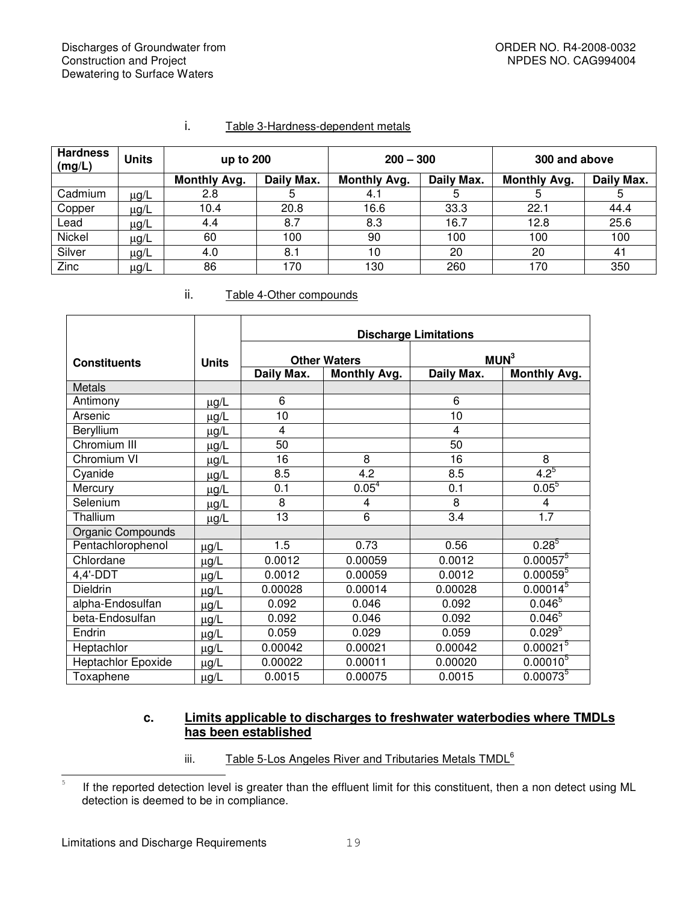i. Table 3-Hardness-dependent metals

| Hardness (mg/L) | Units | up to 200 | | 200 – 300 | | 300 and above | |
|---|---|---|---|---|---|---|---|
| | | Monthly Avg. | Daily Max. | Monthly Avg. | Daily Max. | Monthly Avg. | Daily Max. |
| Cadmium | μg/L | 2.8 | 5 | 4.1 | 5 | 5 | 5 |
| Copper | μg/L | 10.4 | 20.8 | 16.6 | 33.3 | 22.1 | 44.4 |
| Lead | μg/L | 4.4 | 8.7 | 8.3 | 16.7 | 12.8 | 25.6 |
| Nickel | μg/L | 60 | 100 | 90 | 100 | 100 | 100 |
| Silver | μg/L | 4.0 | 8.1 | 10 | 20 | 20 | 41 |
| Zinc | μg/L | 86 | 170 | 130 | 260 | 170 | 350 |

ii. Table 4-Other compounds

| Constituents | Units | Discharge Limitations | | | |
|---|---|---|---|---|---|
| | | Other Waters | | MUN[3] | |
| | | Daily Max. | Monthly Avg. | Daily Max. | Monthly Avg. |
| Metals | | | | | |
| Antimony | μg/L | 6 | | 6 | |
| Arsenic | μg/L | 10 | | 10 | |
| Beryllium | μg/L | 4 | | 4 | |
| Chromium III | μg/L | 50 | | 50 | |
| Chromium VI | μg/L | 16 | 8 | 16 | 8 |
| Cyanide | μg/L | 8.5 | 4.2 | 8.5 | 4.2[5] |
| Mercury | μg/L | 0.1 | 0.05[4] | 0.1 | 0.05[5] |
| Selenium | μg/L | 8 | 4 | 8 | 4 |
| Thallium | μg/L | 13 | 6 | 3.4 | 1.7 |
| Organic Compounds | | | | | |
| Pentachlorophenol | μg/L | 1.5 | 0.73 | 0.56 | 0.28[5] |
| Chlordane | μg/L | 0.0012 | 0.00059 | 0.0012 | 0.00057[5] |
| 4,4'-DDT | μg/L | 0.0012 | 0.00059 | 0.0012 | 0.00059[5] |
| Dieldrin | μg/L | 0.00028 | 0.00014 | 0.00028 | 0.00014[5] |
| alpha-Endosulfan | μg/L | 0.092 | 0.046 | 0.092 | 0.046[5] |
| beta-Endosulfan | μg/L | 0.092 | 0.046 | 0.092 | 0.046[5] |
| Endrin | μg/L | 0.059 | 0.029 | 0.059 | 0.029[5] |
| Heptachlor | μg/L | 0.00042 | 0.00021 | 0.00042 | 0.00021[5] |
| Heptachlor Epoxide | μg/L | 0.00022 | 0.00011 | 0.00020 | 0.00010[5] |
| Toxaphene | μg/L | 0.0015 | 0.00075 | 0.0015 | 0.00073[5] |

### c. Limits applicable to discharges to freshwater waterbodies where TMDLs has been established

iii. Table 5-Los Angeles River and Tributaries Metals TMDL[6]

[5] If the reported detection level is greater than the effluent limit for this constituent, then a non detect using ML detection is deemed to be in compliance.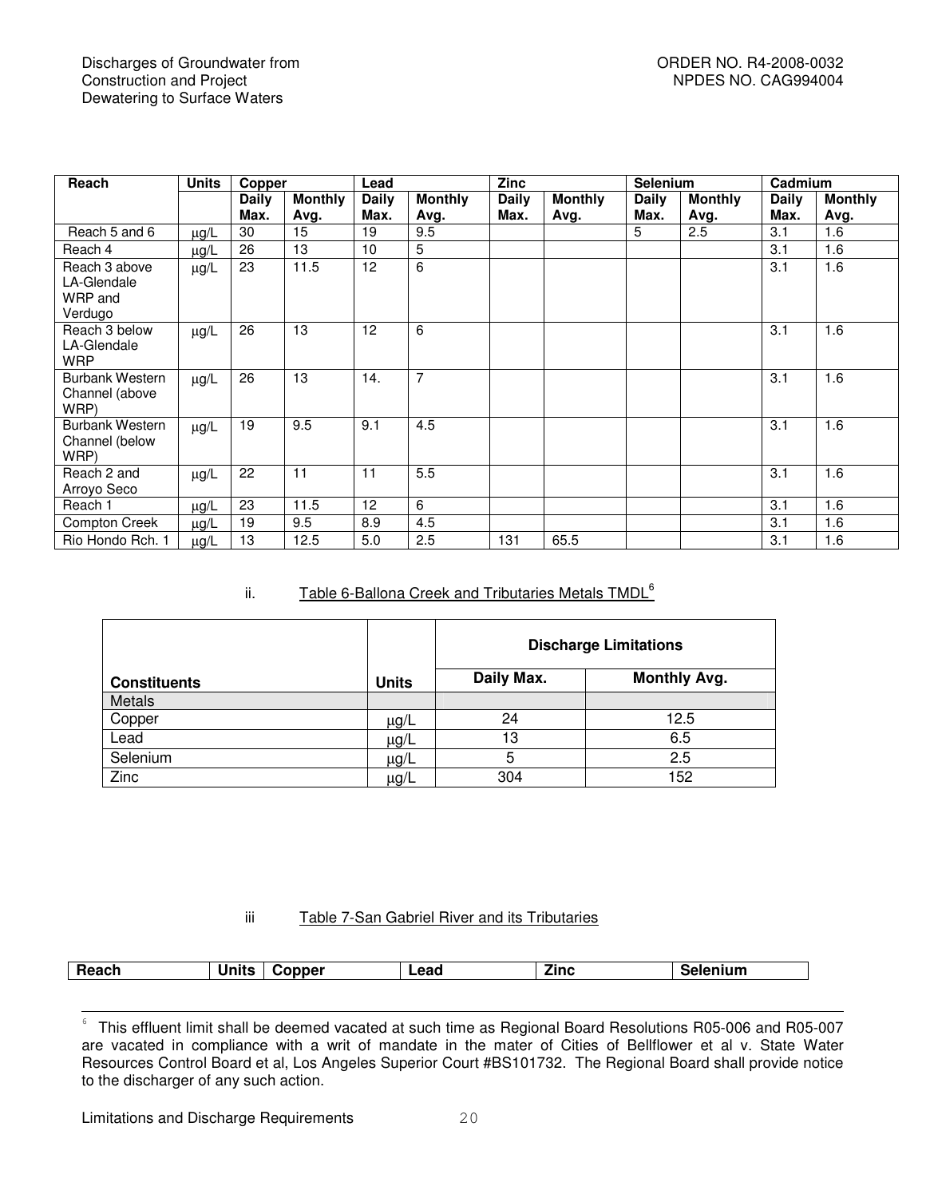| Reach | Units | Copper | | Lead | | Zinc | | Selenium | | Cadmium | |
|---|---|---|---|---|---|---|---|---|---|---|---|
| | | Daily Max. | Monthly Avg. | Daily Max. | Monthly Avg. | Daily Max. | Monthly Avg. | Daily Max. | Monthly Avg. | Daily Max. | Monthly Avg. |
| Reach 5 and 6 | μg/L | 30 | 15 | 19 | 9.5 | | | 5 | 2.5 | 3.1 | 1.6 |
| Reach 4 | μg/L | 26 | 13 | 10 | 5 | | | | | 3.1 | 1.6 |
| Reach 3 above LA-Glendale WRP and Verdugo | μg/L | 23 | 11.5 | 12 | 6 | | | | | 3.1 | 1.6 |
| Reach 3 below LA-Glendale WRP | μg/L | 26 | 13 | 12 | 6 | | | | | 3.1 | 1.6 |
| Burbank Western Channel (above WRP) | μg/L | 26 | 13 | 14. | 7 | | | | | 3.1 | 1.6 |
| Burbank Western Channel (below WRP) | μg/L | 19 | 9.5 | 9.1 | 4.5 | | | | | 3.1 | 1.6 |
| Reach 2 and Arroyo Seco | μg/L | 22 | 11 | 11 | 5.5 | | | | | 3.1 | 1.6 |
| Reach 1 | μg/L | 23 | 11.5 | 12 | 6 | | | | | 3.1 | 1.6 |
| Compton Creek | μg/L | 19 | 9.5 | 8.9 | 4.5 | | | | | 3.1 | 1.6 |
| Rio Hondo Rch. 1 | μg/L | 13 | 12.5 | 5.0 | 2.5 | 131 | 65.5 | | | 3.1 | 1.6 |

ii. Table 6-Ballona Creek and Tributaries Metals TMDL[6]

| Constituents | Units | Discharge Limitations | |
|---|---|---|---|
| | | Daily Max. | Monthly Avg. |
| Metals | | | |
| Copper | μg/L | 24 | 12.5 |
| Lead | μg/L | 13 | 6.5 |
| Selenium | μg/L | 5 | 2.5 |
| Zinc | μg/L | 304 | 152 |

iii Table 7-San Gabriel River and its Tributaries

| Reach | Units | Copper | Lead | Zinc | Selenium |
|---|---|---|---|---|---|

[6] This effluent limit shall be deemed vacated at such time as Regional Board Resolutions R05-006 and R05-007 are vacated in compliance with a writ of mandate in the mater of Cities of Bellflower et al v. State Water Resources Control Board et al, Los Angeles Superior Court #BS101732. The Regional Board shall provide notice to the discharger of any such action.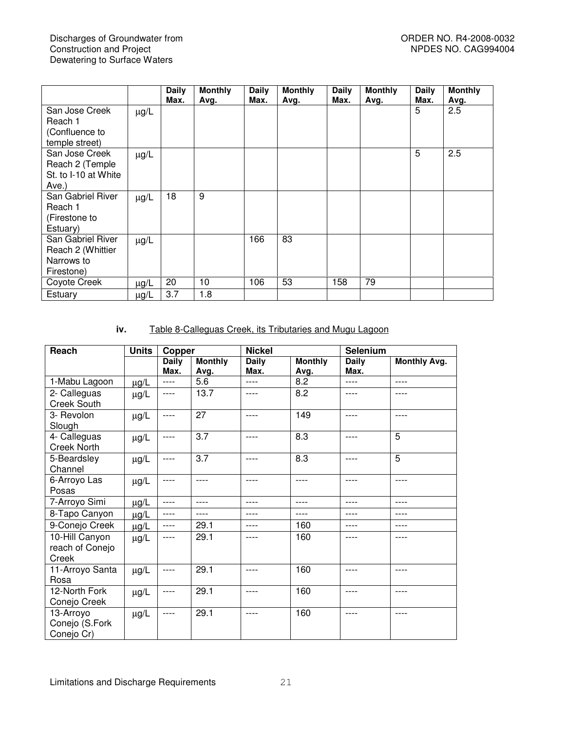| | | Daily Max. | Monthly Avg. | Daily Max. | Monthly Avg. | Daily Max. | Monthly Avg. | Daily Max. | Monthly Avg. |
|---|---|---|---|---|---|---|---|---|---|
| San Jose Creek Reach 1 (Confluence to temple street) | µg/L | | | | | | | 5 | 2.5 |
| San Jose Creek Reach 2 (Temple St. to I-10 at White Ave.) | µg/L | | | | | | | 5 | 2.5 |
| San Gabriel River Reach 1 (Firestone to Estuary) | µg/L | 18 | 9 | | | | | | |
| San Gabriel River Reach 2 (Whittier Narrows to Firestone) | µg/L | | | 166 | 83 | | | | |
| Coyote Creek | µg/L | 20 | 10 | 106 | 53 | 158 | 79 | | |
| Estuary | µg/L | 3.7 | 1.8 | | | | | | |

**iv.** Table 8-Calleguas Creek, its Tributaries and Mugu Lagoon

| Reach | Units | Copper | | Nickel | | Selenium | |
|---|---|---|---|---|---|---|---|
| | | Daily Max. | Monthly Avg. | Daily Max. | Monthly Avg. | Daily Max. | Monthly Avg. |
| 1-Mabu Lagoon | µg/L | ---- | 5.6 | ---- | 8.2 | ---- | ---- |
| 2- Calleguas Creek South | µg/L | ---- | 13.7 | ---- | 8.2 | ---- | ---- |
| 3- Revolon Slough | µg/L | ---- | 27 | ---- | 149 | ---- | ---- |
| 4- Calleguas Creek North | µg/L | ---- | 3.7 | ---- | 8.3 | ---- | 5 |
| 5-Beardsley Channel | µg/L | ---- | 3.7 | ---- | 8.3 | ---- | 5 |
| 6-Arroyo Las Posas | µg/L | ---- | ---- | ---- | ---- | ---- | ---- |
| 7-Arroyo Simi | µg/L | ---- | ---- | ---- | ---- | ---- | ---- |
| 8-Tapo Canyon | µg/L | ---- | ---- | ---- | ---- | ---- | ---- |
| 9-Conejo Creek | µg/L | ---- | 29.1 | ---- | 160 | ---- | ---- |
| 10-Hill Canyon reach of Conejo Creek | µg/L | ---- | 29.1 | ---- | 160 | ---- | ---- |
| 11-Arroyo Santa Rosa | µg/L | ---- | 29.1 | ---- | 160 | ---- | ---- |
| 12-North Fork Conejo Creek | µg/L | ---- | 29.1 | ---- | 160 | ---- | ---- |
| 13-Arroyo Conejo (S.Fork Conejo Cr) | µg/L | ---- | 29.1 | ---- | 160 | ---- | ---- |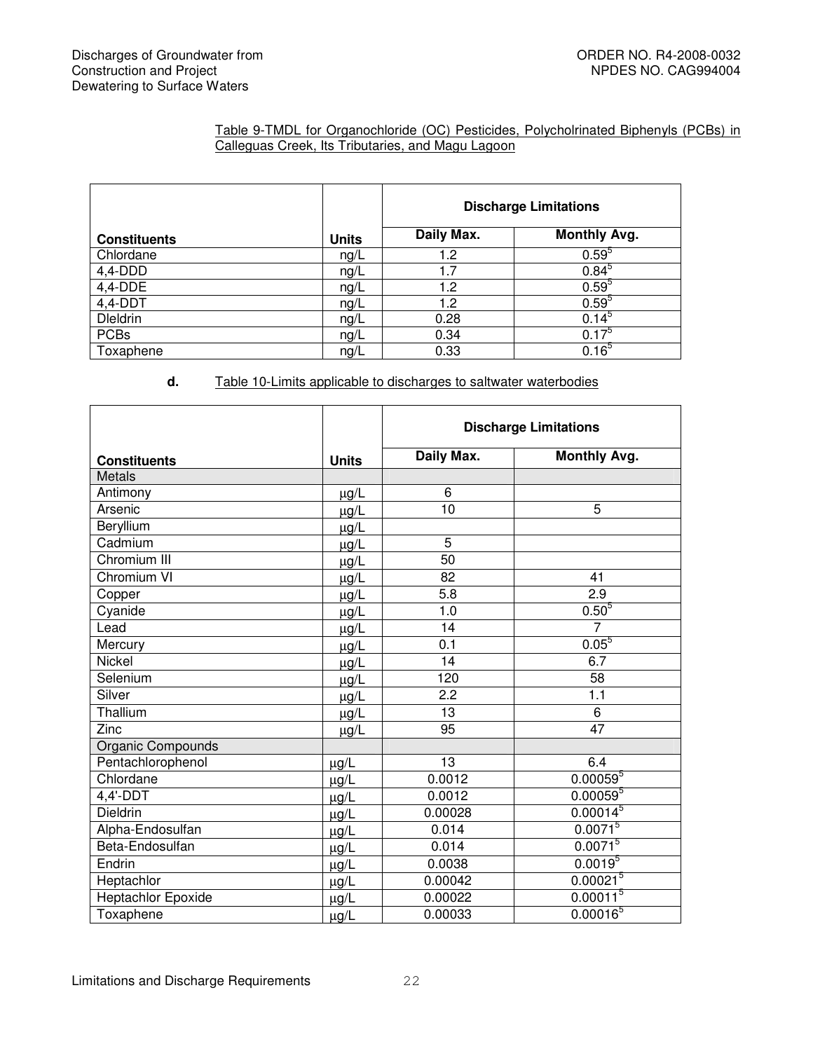Table 9-TMDL for Organochloride (OC) Pesticides, Polycholrinated Biphenyls (PCBs) in Calleguas Creek, Its Tributaries, and Magu Lagoon

| Constituents | Units | Discharge Limitations | |
|---|---|---|---|
| | | Daily Max. | Monthly Avg. |
| Chlordane | ng/L | 1.2 | 0.59[5] |
| 4,4-DDD | ng/L | 1.7 | 0.84[5] |
| 4,4-DDE | ng/L | 1.2 | 0.59[5] |
| 4,4-DDT | ng/L | 1.2 | 0.59[5] |
| Dleldrin | ng/L | 0.28 | 0.14[5] |
| PCBs | ng/L | 0.34 | 0.17[5] |
| Toxaphene | ng/L | 0.33 | 0.16[5] |

**d.** Table 10-Limits applicable to discharges to saltwater waterbodies

| Constituents | Units | Discharge Limitations | |
|---|---|---|---|
| | | Daily Max. | Monthly Avg. |
| Metals | | | |
| Antimony | µg/L | 6 | |
| Arsenic | µg/L | 10 | 5 |
| Beryllium | µg/L | | |
| Cadmium | µg/L | 5 | |
| Chromium III | µg/L | 50 | |
| Chromium VI | µg/L | 82 | 41 |
| Copper | µg/L | 5.8 | 2.9 |
| Cyanide | µg/L | 1.0 | 0.50[5] |
| Lead | µg/L | 14 | 7 |
| Mercury | µg/L | 0.1 | 0.05[5] |
| Nickel | µg/L | 14 | 6.7 |
| Selenium | µg/L | 120 | 58 |
| Silver | µg/L | 2.2 | 1.1 |
| Thallium | µg/L | 13 | 6 |
| Zinc | µg/L | 95 | 47 |
| Organic Compounds | | | |
| Pentachlorophenol | µg/L | 13 | 6.4 |
| Chlordane | µg/L | 0.0012 | 0.00059[5] |
| 4,4'-DDT | µg/L | 0.0012 | 0.00059[5] |
| Dieldrin | µg/L | 0.00028 | 0.00014[5] |
| Alpha-Endosulfan | µg/L | 0.014 | 0.0071[5] |
| Beta-Endosulfan | µg/L | 0.014 | 0.0071[5] |
| Endrin | µg/L | 0.0038 | 0.0019[5] |
| Heptachlor | µg/L | 0.00042 | 0.00021[5] |
| Heptachlor Epoxide | µg/L | 0.00022 | 0.00011[5] |
| Toxaphene | µg/L | 0.00033 | 0.00016[5] |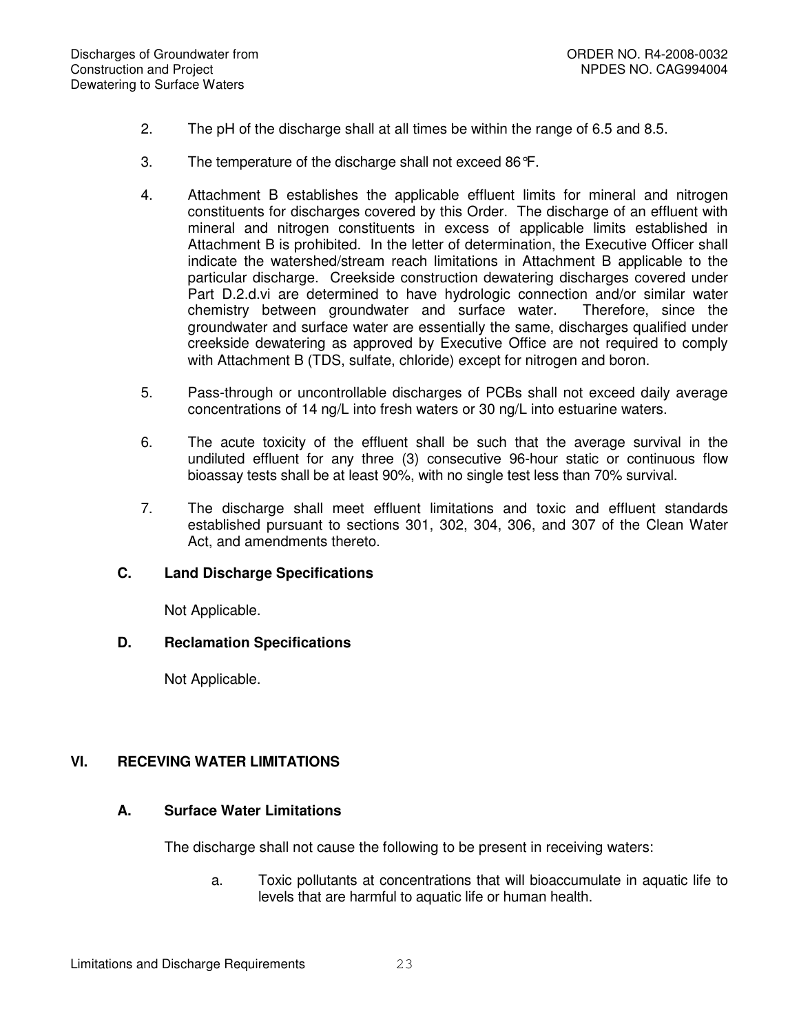2. The pH of the discharge shall at all times be within the range of 6.5 and 8.5.

3. The temperature of the discharge shall not exceed 86°F.

4. Attachment B establishes the applicable effluent limits for mineral and nitrogen constituents for discharges covered by this Order. The discharge of an effluent with mineral and nitrogen constituents in excess of applicable limits established in Attachment B is prohibited. In the letter of determination, the Executive Officer shall indicate the watershed/stream reach limitations in Attachment B applicable to the particular discharge. Creekside construction dewatering discharges covered under Part D.2.d.vi are determined to have hydrologic connection and/or similar water chemistry between groundwater and surface water. Therefore, since the groundwater and surface water are essentially the same, discharges qualified under creekside dewatering as approved by Executive Office are not required to comply with Attachment B (TDS, sulfate, chloride) except for nitrogen and boron.

5. Pass-through or uncontrollable discharges of PCBs shall not exceed daily average concentrations of 14 ng/L into fresh waters or 30 ng/L into estuarine waters.

6. The acute toxicity of the effluent shall be such that the average survival in the undiluted effluent for any three (3) consecutive 96-hour static or continuous flow bioassay tests shall be at least 90%, with no single test less than 70% survival.

7. The discharge shall meet effluent limitations and toxic and effluent standards established pursuant to sections 301, 302, 304, 306, and 307 of the Clean Water Act, and amendments thereto.

### C. Land Discharge Specifications

Not Applicable.

### D. Reclamation Specifications

Not Applicable.

## VI. RECEVING WATER LIMITATIONS

### A. Surface Water Limitations

The discharge shall not cause the following to be present in receiving waters:

a. Toxic pollutants at concentrations that will bioaccumulate in aquatic life to levels that are harmful to aquatic life or human health.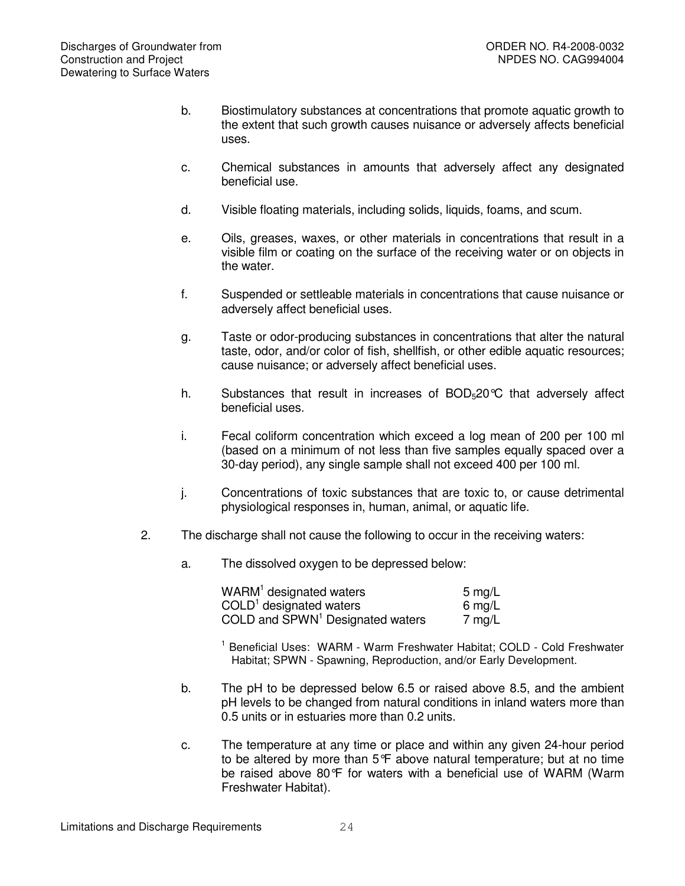b. Biostimulatory substances at concentrations that promote aquatic growth to the extent that such growth causes nuisance or adversely affects beneficial uses.

c. Chemical substances in amounts that adversely affect any designated beneficial use.

d. Visible floating materials, including solids, liquids, foams, and scum.

e. Oils, greases, waxes, or other materials in concentrations that result in a visible film or coating on the surface of the receiving water or on objects in the water.

f. Suspended or settleable materials in concentrations that cause nuisance or adversely affect beneficial uses.

g. Taste or odor-producing substances in concentrations that alter the natural taste, odor, and/or color of fish, shellfish, or other edible aquatic resources; cause nuisance; or adversely affect beneficial uses.

h. Substances that result in increases of $BOD_5$20°C that adversely affect beneficial uses.

i. Fecal coliform concentration which exceed a log mean of 200 per 100 ml (based on a minimum of not less than five samples equally spaced over a 30-day period), any single sample shall not exceed 400 per 100 ml.

j. Concentrations of toxic substances that are toxic to, or cause detrimental physiological responses in, human, animal, or aquatic life.

2. The discharge shall not cause the following to occur in the receiving waters:

a. The dissolved oxygen to be depressed below:

| | |
|---|---|
| WARM[1] designated waters | 5 mg/L |
| COLD[1] designated waters | 6 mg/L |
| COLD and SPWN[1] Designated waters | 7 mg/L |

[1] Beneficial Uses: WARM - Warm Freshwater Habitat; COLD - Cold Freshwater Habitat; SPWN - Spawning, Reproduction, and/or Early Development.

b. The pH to be depressed below 6.5 or raised above 8.5, and the ambient pH levels to be changed from natural conditions in inland waters more than 0.5 units or in estuaries more than 0.2 units.

c. The temperature at any time or place and within any given 24-hour period to be altered by more than 5°F above natural temperature; but at no time be raised above 80°F for waters with a beneficial use of WARM (Warm Freshwater Habitat).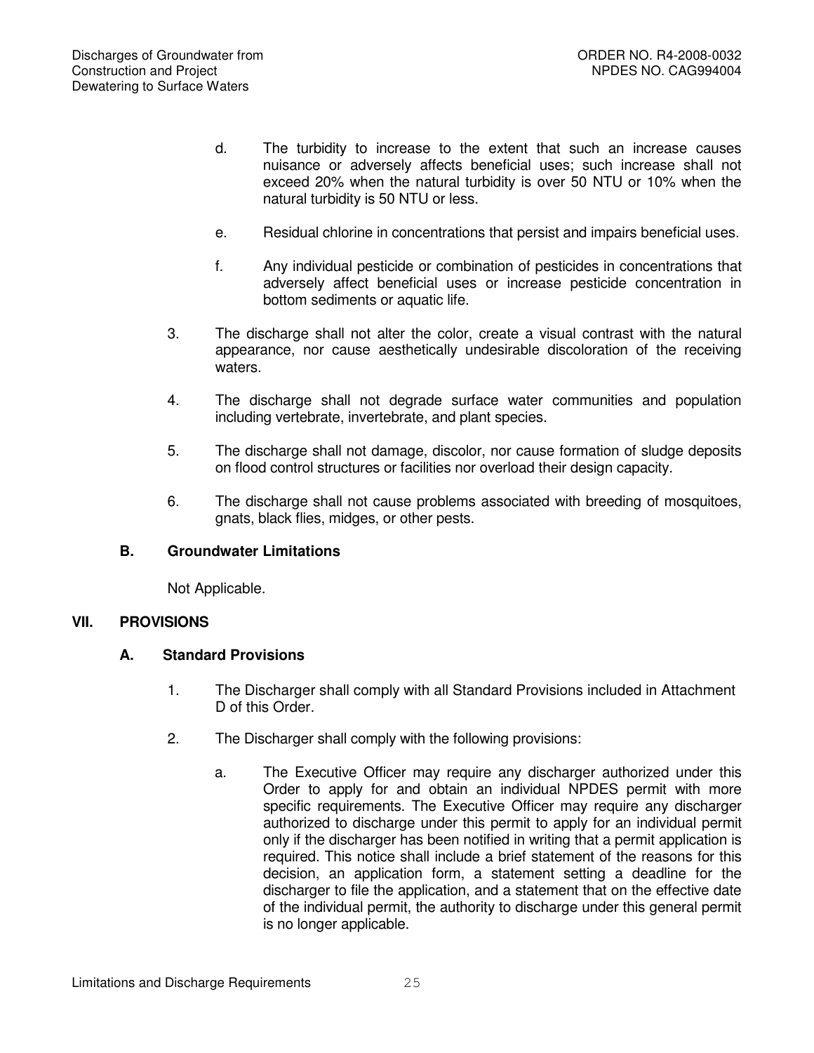d. The turbidity to increase to the extent that such an increase causes nuisance or adversely affects beneficial uses; such increase shall not exceed 20% when the natural turbidity is over 50 NTU or 10% when the natural turbidity is 50 NTU or less.

e. Residual chlorine in concentrations that persist and impairs beneficial uses.

f. Any individual pesticide or combination of pesticides in concentrations that adversely affect beneficial uses or increase pesticide concentration in bottom sediments or aquatic life.

3. The discharge shall not alter the color, create a visual contrast with the natural appearance, nor cause aesthetically undesirable discoloration of the receiving waters.

4. The discharge shall not degrade surface water communities and population including vertebrate, invertebrate, and plant species.

5. The discharge shall not damage, discolor, nor cause formation of sludge deposits on flood control structures or facilities nor overload their design capacity.

6. The discharge shall not cause problems associated with breeding of mosquitoes, gnats, black flies, midges, or other pests.

### B. Groundwater Limitations

Not Applicable.

## VII. PROVISIONS

### A. Standard Provisions

1. The Discharger shall comply with all Standard Provisions included in Attachment D of this Order.

2. The Discharger shall comply with the following provisions:

   a. The Executive Officer may require any discharger authorized under this Order to apply for and obtain an individual NPDES permit with more specific requirements. The Executive Officer may require any discharger authorized to discharge under this permit to apply for an individual permit only if the discharger has been notified in writing that a permit application is required. This notice shall include a brief statement of the reasons for this decision, an application form, a statement setting a deadline for the discharger to file the application, and a statement that on the effective date of the individual permit, the authority to discharge under this general permit is no longer applicable.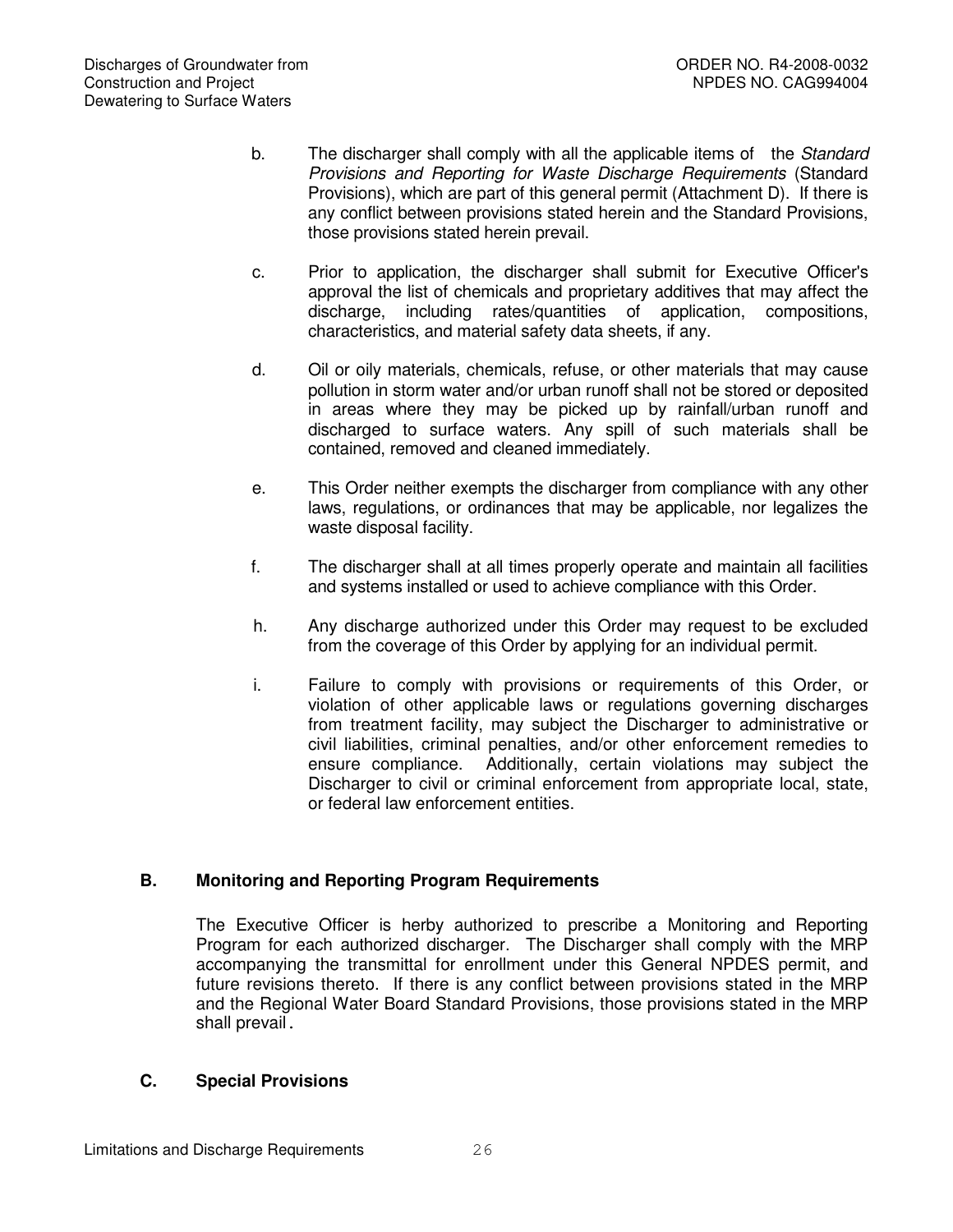b. The discharger shall comply with all the applicable items of the *Standard Provisions and Reporting for Waste Discharge Requirements* (Standard Provisions), which are part of this general permit (Attachment D). If there is any conflict between provisions stated herein and the Standard Provisions, those provisions stated herein prevail.

c. Prior to application, the discharger shall submit for Executive Officer's approval the list of chemicals and proprietary additives that may affect the discharge, including rates/quantities of application, compositions, characteristics, and material safety data sheets, if any.

d. Oil or oily materials, chemicals, refuse, or other materials that may cause pollution in storm water and/or urban runoff shall not be stored or deposited in areas where they may be picked up by rainfall/urban runoff and discharged to surface waters. Any spill of such materials shall be contained, removed and cleaned immediately.

e. This Order neither exempts the discharger from compliance with any other laws, regulations, or ordinances that may be applicable, nor legalizes the waste disposal facility.

f. The discharger shall at all times properly operate and maintain all facilities and systems installed or used to achieve compliance with this Order.

h. Any discharge authorized under this Order may request to be excluded from the coverage of this Order by applying for an individual permit.

i. Failure to comply with provisions or requirements of this Order, or violation of other applicable laws or regulations governing discharges from treatment facility, may subject the Discharger to administrative or civil liabilities, criminal penalties, and/or other enforcement remedies to ensure compliance. Additionally, certain violations may subject the Discharger to civil or criminal enforcement from appropriate local, state, or federal law enforcement entities.

### B. Monitoring and Reporting Program Requirements

The Executive Officer is herby authorized to prescribe a Monitoring and Reporting Program for each authorized discharger. The Discharger shall comply with the MRP accompanying the transmittal for enrollment under this General NPDES permit, and future revisions thereto. If there is any conflict between provisions stated in the MRP and the Regional Water Board Standard Provisions, those provisions stated in the MRP shall prevail.

### C. Special Provisions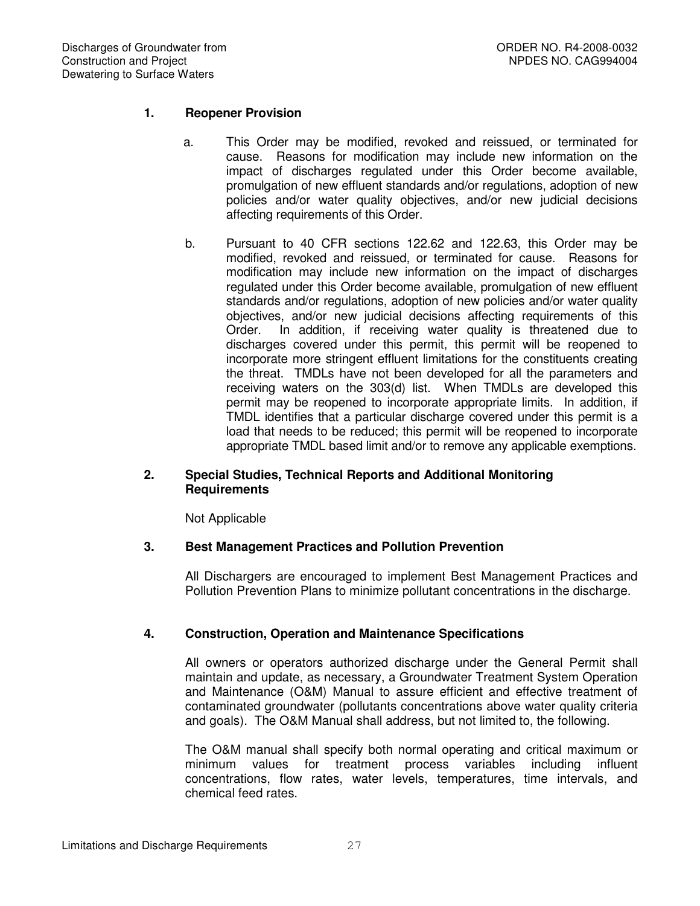### 1. Reopener Provision

a. This Order may be modified, revoked and reissued, or terminated for cause. Reasons for modification may include new information on the impact of discharges regulated under this Order become available, promulgation of new effluent standards and/or regulations, adoption of new policies and/or water quality objectives, and/or new judicial decisions affecting requirements of this Order.

b. Pursuant to 40 CFR sections 122.62 and 122.63, this Order may be modified, revoked and reissued, or terminated for cause. Reasons for modification may include new information on the impact of discharges regulated under this Order become available, promulgation of new effluent standards and/or regulations, adoption of new policies and/or water quality objectives, and/or new judicial decisions affecting requirements of this Order. In addition, if receiving water quality is threatened due to discharges covered under this permit, this permit will be reopened to incorporate more stringent effluent limitations for the constituents creating the threat. TMDLs have not been developed for all the parameters and receiving waters on the 303(d) list. When TMDLs are developed this permit may be reopened to incorporate appropriate limits. In addition, if TMDL identifies that a particular discharge covered under this permit is a load that needs to be reduced; this permit will be reopened to incorporate appropriate TMDL based limit and/or to remove any applicable exemptions.

### 2. Special Studies, Technical Reports and Additional Monitoring Requirements

Not Applicable

### 3. Best Management Practices and Pollution Prevention

All Dischargers are encouraged to implement Best Management Practices and Pollution Prevention Plans to minimize pollutant concentrations in the discharge.

### 4. Construction, Operation and Maintenance Specifications

All owners or operators authorized discharge under the General Permit shall maintain and update, as necessary, a Groundwater Treatment System Operation and Maintenance (O&M) Manual to assure efficient and effective treatment of contaminated groundwater (pollutants concentrations above water quality criteria and goals). The O&M Manual shall address, but not limited to, the following.

The O&M manual shall specify both normal operating and critical maximum or minimum values for treatment process variables including influent concentrations, flow rates, water levels, temperatures, time intervals, and chemical feed rates.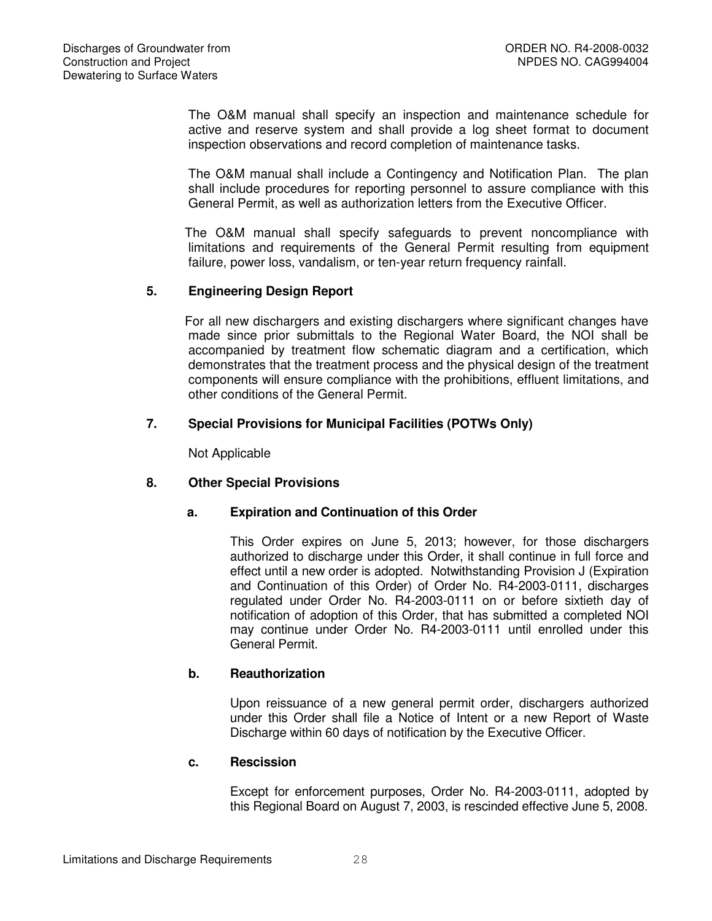The O&M manual shall specify an inspection and maintenance schedule for active and reserve system and shall provide a log sheet format to document inspection observations and record completion of maintenance tasks.

The O&M manual shall include a Contingency and Notification Plan. The plan shall include procedures for reporting personnel to assure compliance with this General Permit, as well as authorization letters from the Executive Officer.

The O&M manual shall specify safeguards to prevent noncompliance with limitations and requirements of the General Permit resulting from equipment failure, power loss, vandalism, or ten-year return frequency rainfall.

**5. Engineering Design Report**

For all new dischargers and existing dischargers where significant changes have made since prior submittals to the Regional Water Board, the NOI shall be accompanied by treatment flow schematic diagram and a certification, which demonstrates that the treatment process and the physical design of the treatment components will ensure compliance with the prohibitions, effluent limitations, and other conditions of the General Permit.

**7. Special Provisions for Municipal Facilities (POTWs Only)**

Not Applicable

**8. Other Special Provisions**

**a. Expiration and Continuation of this Order**

This Order expires on June 5, 2013; however, for those dischargers authorized to discharge under this Order, it shall continue in full force and effect until a new order is adopted. Notwithstanding Provision J (Expiration and Continuation of this Order) of Order No. R4-2003-0111, discharges regulated under Order No. R4-2003-0111 on or before sixtieth day of notification of adoption of this Order, that has submitted a completed NOI may continue under Order No. R4-2003-0111 until enrolled under this General Permit.

**b. Reauthorization**

Upon reissuance of a new general permit order, dischargers authorized under this Order shall file a Notice of Intent or a new Report of Waste Discharge within 60 days of notification by the Executive Officer.

**c. Rescission**

Except for enforcement purposes, Order No. R4-2003-0111, adopted by this Regional Board on August 7, 2003, is rescinded effective June 5, 2008.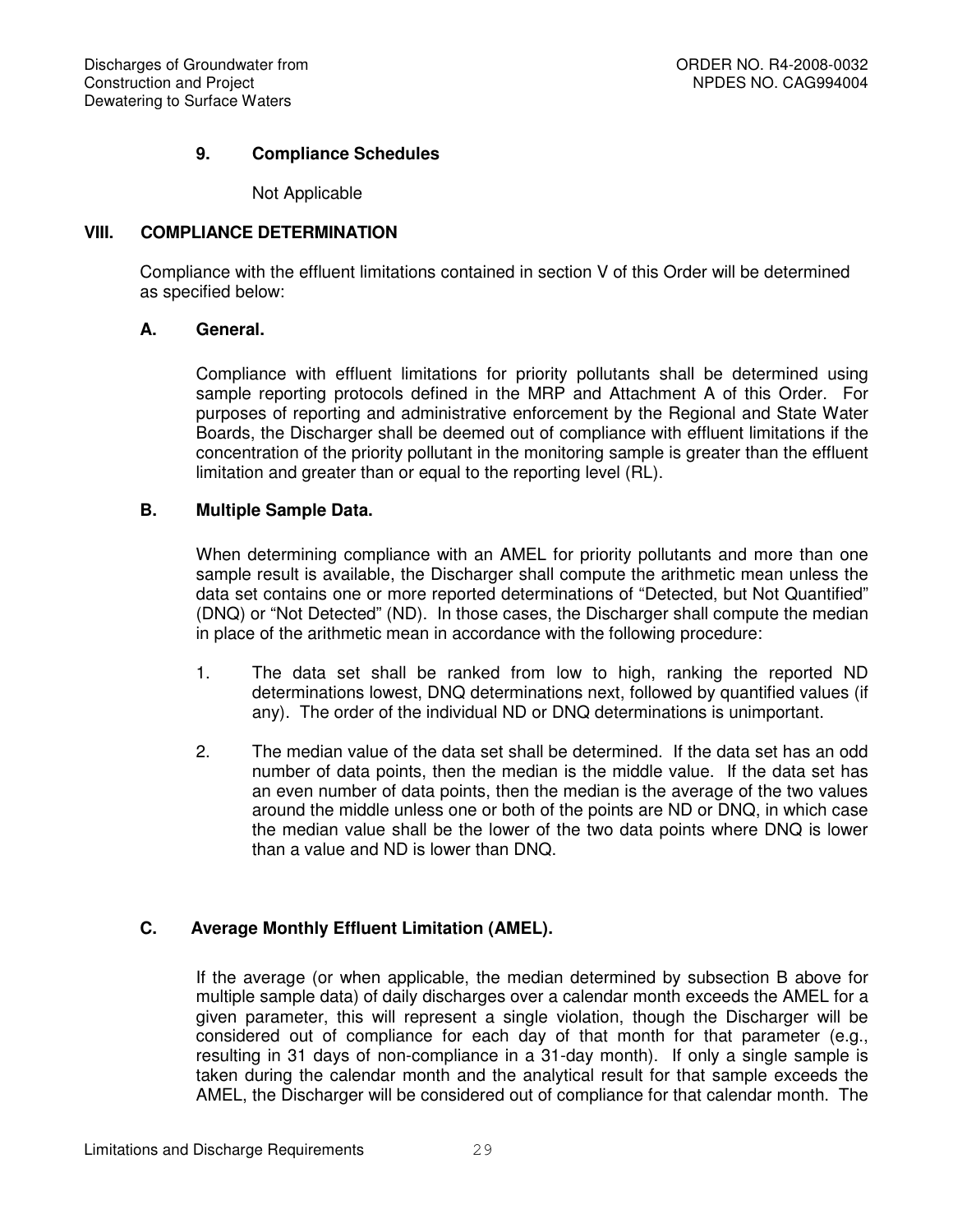### 9. Compliance Schedules

Not Applicable

## VIII. COMPLIANCE DETERMINATION

Compliance with the effluent limitations contained in section V of this Order will be determined as specified below:

### A. General.

Compliance with effluent limitations for priority pollutants shall be determined using sample reporting protocols defined in the MRP and Attachment A of this Order. For purposes of reporting and administrative enforcement by the Regional and State Water Boards, the Discharger shall be deemed out of compliance with effluent limitations if the concentration of the priority pollutant in the monitoring sample is greater than the effluent limitation and greater than or equal to the reporting level (RL).

### B. Multiple Sample Data.

When determining compliance with an AMEL for priority pollutants and more than one sample result is available, the Discharger shall compute the arithmetic mean unless the data set contains one or more reported determinations of "Detected, but Not Quantified" (DNQ) or "Not Detected" (ND). In those cases, the Discharger shall compute the median in place of the arithmetic mean in accordance with the following procedure:

1. The data set shall be ranked from low to high, ranking the reported ND determinations lowest, DNQ determinations next, followed by quantified values (if any). The order of the individual ND or DNQ determinations is unimportant.

2. The median value of the data set shall be determined. If the data set has an odd number of data points, then the median is the middle value. If the data set has an even number of data points, then the median is the average of the two values around the middle unless one or both of the points are ND or DNQ, in which case the median value shall be the lower of the two data points where DNQ is lower than a value and ND is lower than DNQ.

### C. Average Monthly Effluent Limitation (AMEL).

If the average (or when applicable, the median determined by subsection B above for multiple sample data) of daily discharges over a calendar month exceeds the AMEL for a given parameter, this will represent a single violation, though the Discharger will be considered out of compliance for each day of that month for that parameter (e.g., resulting in 31 days of non-compliance in a 31-day month). If only a single sample is taken during the calendar month and the analytical result for that sample exceeds the AMEL, the Discharger will be considered out of compliance for that calendar month. The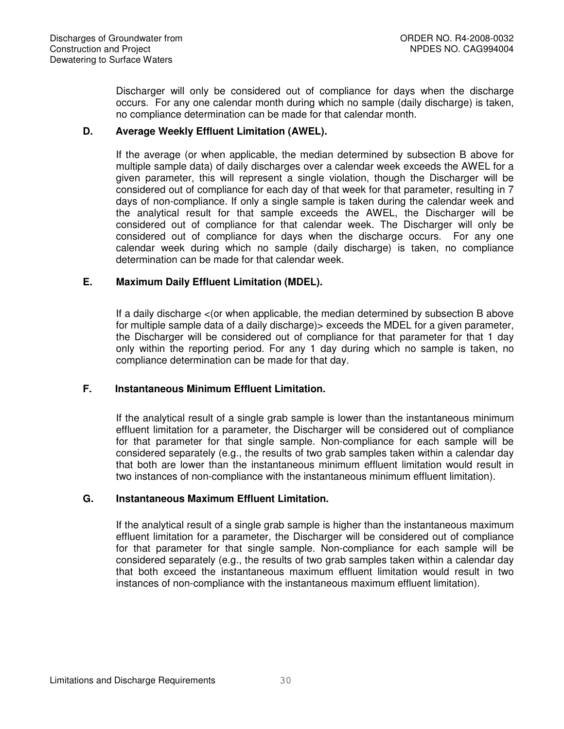Discharger will only be considered out of compliance for days when the discharge occurs. For any one calendar month during which no sample (daily discharge) is taken, no compliance determination can be made for that calendar month.

### D. Average Weekly Effluent Limitation (AWEL).

If the average (or when applicable, the median determined by subsection B above for multiple sample data) of daily discharges over a calendar week exceeds the AWEL for a given parameter, this will represent a single violation, though the Discharger will be considered out of compliance for each day of that week for that parameter, resulting in 7 days of non-compliance. If only a single sample is taken during the calendar week and the analytical result for that sample exceeds the AWEL, the Discharger will be considered out of compliance for that calendar week. The Discharger will only be considered out of compliance for days when the discharge occurs. For any one calendar week during which no sample (daily discharge) is taken, no compliance determination can be made for that calendar week.

### E. Maximum Daily Effluent Limitation (MDEL).

If a daily discharge <(or when applicable, the median determined by subsection B above for multiple sample data of a daily discharge)> exceeds the MDEL for a given parameter, the Discharger will be considered out of compliance for that parameter for that 1 day only within the reporting period. For any 1 day during which no sample is taken, no compliance determination can be made for that day.

### F. Instantaneous Minimum Effluent Limitation.

If the analytical result of a single grab sample is lower than the instantaneous minimum effluent limitation for a parameter, the Discharger will be considered out of compliance for that parameter for that single sample. Non-compliance for each sample will be considered separately (e.g., the results of two grab samples taken within a calendar day that both are lower than the instantaneous minimum effluent limitation would result in two instances of non-compliance with the instantaneous minimum effluent limitation).

### G. Instantaneous Maximum Effluent Limitation.

If the analytical result of a single grab sample is higher than the instantaneous maximum effluent limitation for a parameter, the Discharger will be considered out of compliance for that parameter for that single sample. Non-compliance for each sample will be considered separately (e.g., the results of two grab samples taken within a calendar day that both exceed the instantaneous maximum effluent limitation would result in two instances of non-compliance with the instantaneous maximum effluent limitation).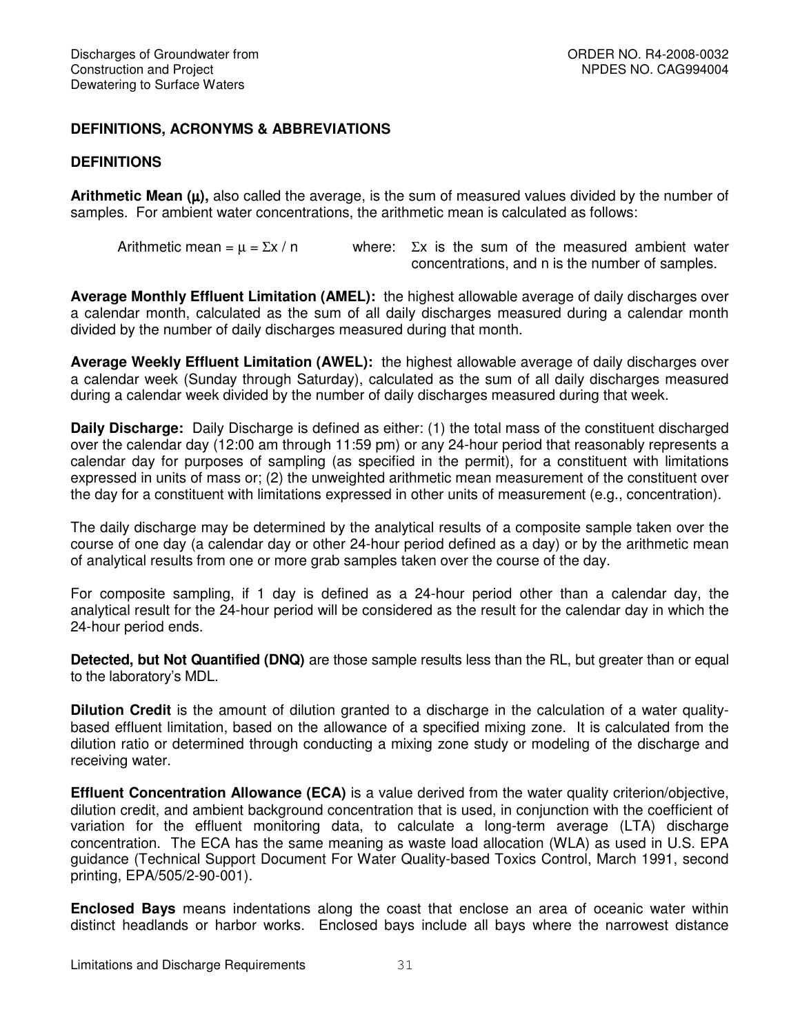## DEFINITIONS, ACRONYMS & ABBREVIATIONS

### DEFINITIONS

**Arithmetic Mean ($\mu$),** also called the average, is the sum of measured values divided by the number of samples. For ambient water concentrations, the arithmetic mean is calculated as follows:

Arithmetic mean = $\mu = \Sigma x / n$ where: $\Sigma x$ is the sum of the measured ambient water concentrations, and n is the number of samples.

**Average Monthly Effluent Limitation (AMEL):** the highest allowable average of daily discharges over a calendar month, calculated as the sum of all daily discharges measured during a calendar month divided by the number of daily discharges measured during that month.

**Average Weekly Effluent Limitation (AWEL):** the highest allowable average of daily discharges over a calendar week (Sunday through Saturday), calculated as the sum of all daily discharges measured during a calendar week divided by the number of daily discharges measured during that week.

**Daily Discharge:** Daily Discharge is defined as either: (1) the total mass of the constituent discharged over the calendar day (12:00 am through 11:59 pm) or any 24-hour period that reasonably represents a calendar day for purposes of sampling (as specified in the permit), for a constituent with limitations expressed in units of mass or; (2) the unweighted arithmetic mean measurement of the constituent over the day for a constituent with limitations expressed in other units of measurement (e.g., concentration).

The daily discharge may be determined by the analytical results of a composite sample taken over the course of one day (a calendar day or other 24-hour period defined as a day) or by the arithmetic mean of analytical results from one or more grab samples taken over the course of the day.

For composite sampling, if 1 day is defined as a 24-hour period other than a calendar day, the analytical result for the 24-hour period will be considered as the result for the calendar day in which the 24-hour period ends.

**Detected, but Not Quantified (DNQ)** are those sample results less than the RL, but greater than or equal to the laboratory's MDL.

**Dilution Credit** is the amount of dilution granted to a discharge in the calculation of a water quality-based effluent limitation, based on the allowance of a specified mixing zone. It is calculated from the dilution ratio or determined through conducting a mixing zone study or modeling of the discharge and receiving water.

**Effluent Concentration Allowance (ECA)** is a value derived from the water quality criterion/objective, dilution credit, and ambient background concentration that is used, in conjunction with the coefficient of variation for the effluent monitoring data, to calculate a long-term average (LTA) discharge concentration. The ECA has the same meaning as waste load allocation (WLA) as used in U.S. EPA guidance (Technical Support Document For Water Quality-based Toxics Control, March 1991, second printing, EPA/505/2-90-001).

**Enclosed Bays** means indentations along the coast that enclose an area of oceanic water within distinct headlands or harbor works. Enclosed bays include all bays where the narrowest distance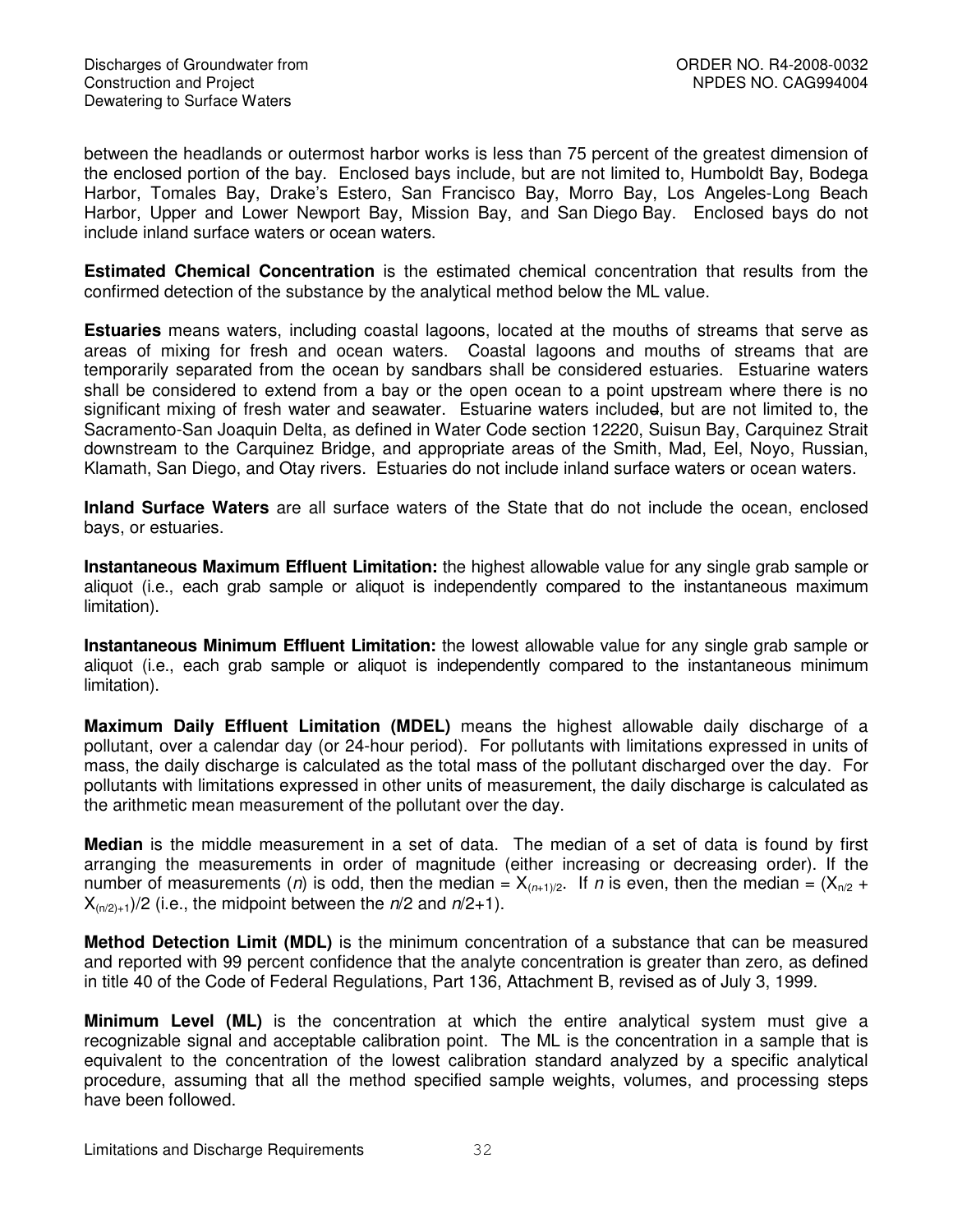between the headlands or outermost harbor works is less than 75 percent of the greatest dimension of the enclosed portion of the bay. Enclosed bays include, but are not limited to, Humboldt Bay, Bodega Harbor, Tomales Bay, Drake's Estero, San Francisco Bay, Morro Bay, Los Angeles-Long Beach Harbor, Upper and Lower Newport Bay, Mission Bay, and San Diego Bay. Enclosed bays do not include inland surface waters or ocean waters.

**Estimated Chemical Concentration** is the estimated chemical concentration that results from the confirmed detection of the substance by the analytical method below the ML value.

**Estuaries** means waters, including coastal lagoons, located at the mouths of streams that serve as areas of mixing for fresh and ocean waters. Coastal lagoons and mouths of streams that are temporarily separated from the ocean by sandbars shall be considered estuaries. Estuarine waters shall be considered to extend from a bay or the open ocean to a point upstream where there is no significant mixing of fresh water and seawater. Estuarine waters included, but are not limited to, the Sacramento-San Joaquin Delta, as defined in Water Code section 12220, Suisun Bay, Carquinez Strait downstream to the Carquinez Bridge, and appropriate areas of the Smith, Mad, Eel, Noyo, Russian, Klamath, San Diego, and Otay rivers. Estuaries do not include inland surface waters or ocean waters.

**Inland Surface Waters** are all surface waters of the State that do not include the ocean, enclosed bays, or estuaries.

**Instantaneous Maximum Effluent Limitation:** the highest allowable value for any single grab sample or aliquot (i.e., each grab sample or aliquot is independently compared to the instantaneous maximum limitation).

**Instantaneous Minimum Effluent Limitation:** the lowest allowable value for any single grab sample or aliquot (i.e., each grab sample or aliquot is independently compared to the instantaneous minimum limitation).

**Maximum Daily Effluent Limitation (MDEL)** means the highest allowable daily discharge of a pollutant, over a calendar day (or 24-hour period). For pollutants with limitations expressed in units of mass, the daily discharge is calculated as the total mass of the pollutant discharged over the day. For pollutants with limitations expressed in other units of measurement, the daily discharge is calculated as the arithmetic mean measurement of the pollutant over the day.

**Median** is the middle measurement in a set of data. The median of a set of data is found by first arranging the measurements in order of magnitude (either increasing or decreasing order). If the number of measurements ($n$) is odd, then the median = $X_{(n+1)/2}$. If $n$ is even, then the median = $(X_{n/2} + X_{(n/2)+1})/2$ (i.e., the midpoint between the $n/2$ and $n/2+1$).

**Method Detection Limit (MDL)** is the minimum concentration of a substance that can be measured and reported with 99 percent confidence that the analyte concentration is greater than zero, as defined in title 40 of the Code of Federal Regulations, Part 136, Attachment B, revised as of July 3, 1999.

**Minimum Level (ML)** is the concentration at which the entire analytical system must give a recognizable signal and acceptable calibration point. The ML is the concentration in a sample that is equivalent to the concentration of the lowest calibration standard analyzed by a specific analytical procedure, assuming that all the method specified sample weights, volumes, and processing steps have been followed.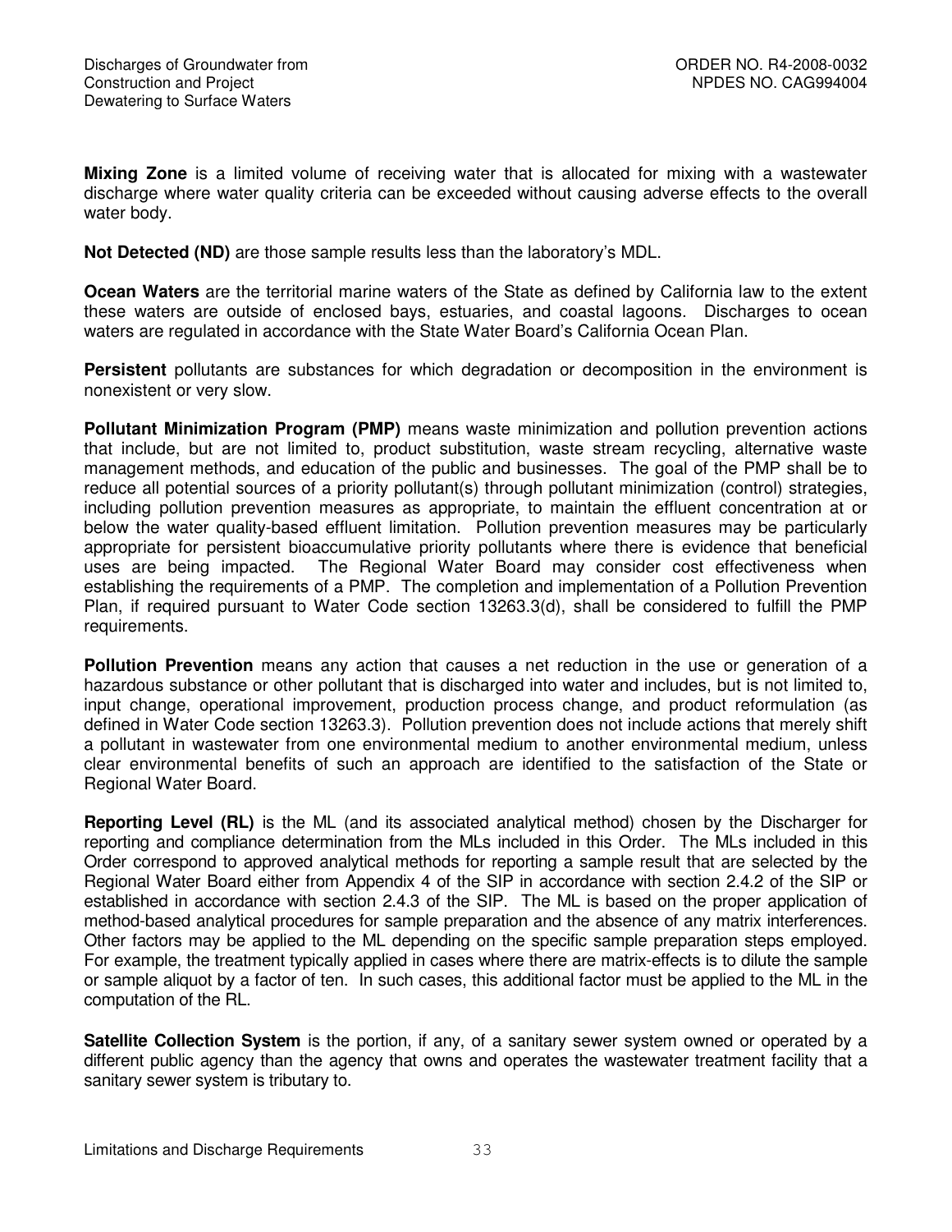**Mixing Zone** is a limited volume of receiving water that is allocated for mixing with a wastewater discharge where water quality criteria can be exceeded without causing adverse effects to the overall water body.

**Not Detected (ND)** are those sample results less than the laboratory's MDL.

**Ocean Waters** are the territorial marine waters of the State as defined by California law to the extent these waters are outside of enclosed bays, estuaries, and coastal lagoons. Discharges to ocean waters are regulated in accordance with the State Water Board's California Ocean Plan.

**Persistent** pollutants are substances for which degradation or decomposition in the environment is nonexistent or very slow.

**Pollutant Minimization Program (PMP)** means waste minimization and pollution prevention actions that include, but are not limited to, product substitution, waste stream recycling, alternative waste management methods, and education of the public and businesses. The goal of the PMP shall be to reduce all potential sources of a priority pollutant(s) through pollutant minimization (control) strategies, including pollution prevention measures as appropriate, to maintain the effluent concentration at or below the water quality-based effluent limitation. Pollution prevention measures may be particularly appropriate for persistent bioaccumulative priority pollutants where there is evidence that beneficial uses are being impacted. The Regional Water Board may consider cost effectiveness when establishing the requirements of a PMP. The completion and implementation of a Pollution Prevention Plan, if required pursuant to Water Code section 13263.3(d), shall be considered to fulfill the PMP requirements.

**Pollution Prevention** means any action that causes a net reduction in the use or generation of a hazardous substance or other pollutant that is discharged into water and includes, but is not limited to, input change, operational improvement, production process change, and product reformulation (as defined in Water Code section 13263.3). Pollution prevention does not include actions that merely shift a pollutant in wastewater from one environmental medium to another environmental medium, unless clear environmental benefits of such an approach are identified to the satisfaction of the State or Regional Water Board.

**Reporting Level (RL)** is the ML (and its associated analytical method) chosen by the Discharger for reporting and compliance determination from the MLs included in this Order. The MLs included in this Order correspond to approved analytical methods for reporting a sample result that are selected by the Regional Water Board either from Appendix 4 of the SIP in accordance with section 2.4.2 of the SIP or established in accordance with section 2.4.3 of the SIP. The ML is based on the proper application of method-based analytical procedures for sample preparation and the absence of any matrix interferences. Other factors may be applied to the ML depending on the specific sample preparation steps employed. For example, the treatment typically applied in cases where there are matrix-effects is to dilute the sample or sample aliquot by a factor of ten. In such cases, this additional factor must be applied to the ML in the computation of the RL.

**Satellite Collection System** is the portion, if any, of a sanitary sewer system owned or operated by a different public agency than the agency that owns and operates the wastewater treatment facility that a sanitary sewer system is tributary to.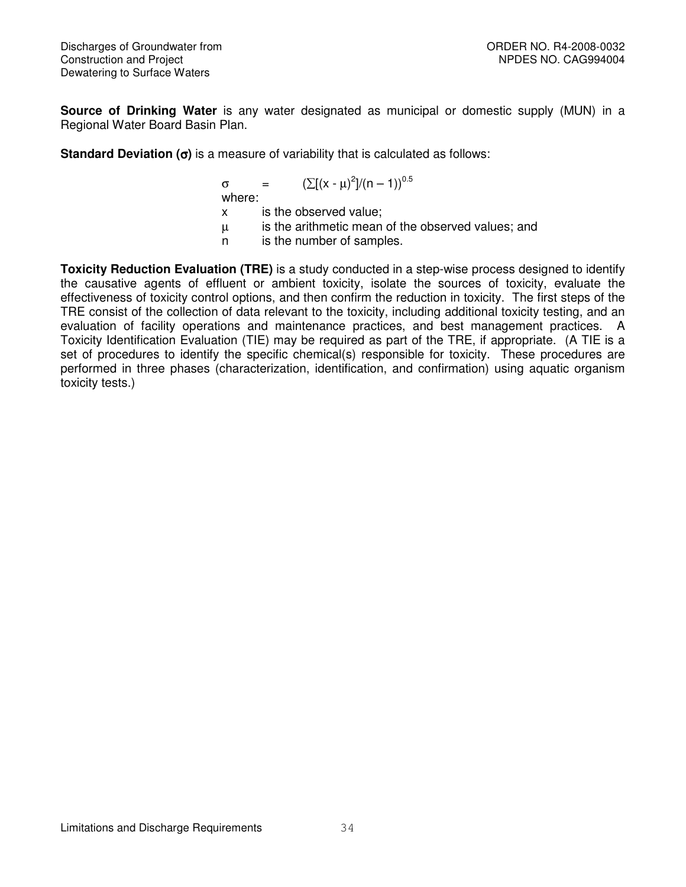**Source of Drinking Water** is any water designated as municipal or domestic supply (MUN) in a Regional Water Board Basin Plan.

**Standard Deviation ($\sigma$)** is a measure of variability that is calculated as follows:

$$\sigma = (\sum[(x - \mu)^2]/(n - 1))^{0.5}$$

where:

- $x$ is the observed value;
- $\mu$ is the arithmetic mean of the observed values; and
- $n$ is the number of samples.

**Toxicity Reduction Evaluation (TRE)** is a study conducted in a step-wise process designed to identify the causative agents of effluent or ambient toxicity, isolate the sources of toxicity, evaluate the effectiveness of toxicity control options, and then confirm the reduction in toxicity. The first steps of the TRE consist of the collection of data relevant to the toxicity, including additional toxicity testing, and an evaluation of facility operations and maintenance practices, and best management practices. A Toxicity Identification Evaluation (TIE) may be required as part of the TRE, if appropriate. (A TIE is a set of procedures to identify the specific chemical(s) responsible for toxicity. These procedures are performed in three phases (characterization, identification, and confirmation) using aquatic organism toxicity tests.)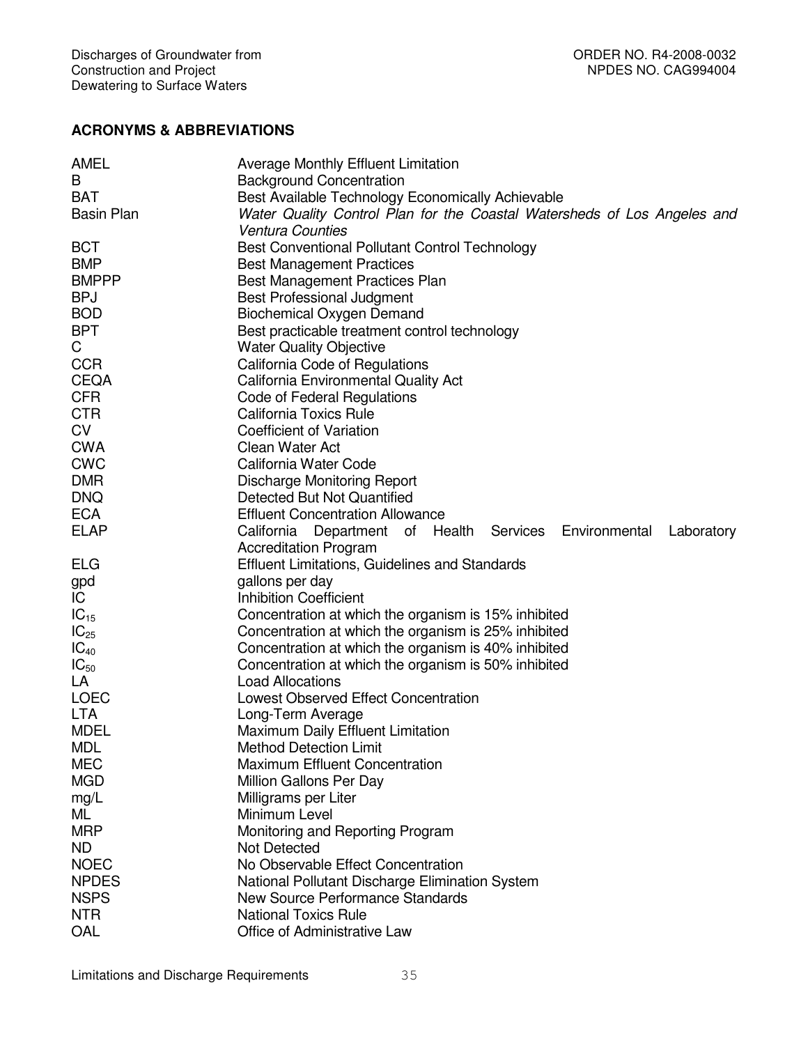## ACRONYMS & ABBREVIATIONS

| | |
|---|---|
| AMEL | Average Monthly Effluent Limitation |
| B | Background Concentration |
| BAT | Best Available Technology Economically Achievable |
| Basin Plan | *Water Quality Control Plan for the Coastal Watersheds of Los Angeles and Ventura Counties* |
| BCT | Best Conventional Pollutant Control Technology |
| BMP | Best Management Practices |
| BMPPP | Best Management Practices Plan |
| BPJ | Best Professional Judgment |
| BOD | Biochemical Oxygen Demand |
| BPT | Best practicable treatment control technology |
| C | Water Quality Objective |
| CCR | California Code of Regulations |
| CEQA | California Environmental Quality Act |
| CFR | Code of Federal Regulations |
| CTR | California Toxics Rule |
| CV | Coefficient of Variation |
| CWA | Clean Water Act |
| CWC | California Water Code |
| DMR | Discharge Monitoring Report |
| DNQ | Detected But Not Quantified |
| ECA | Effluent Concentration Allowance |
| ELAP | California Department of Health Services Environmental Laboratory Accreditation Program |
| ELG | Effluent Limitations, Guidelines and Standards |
| gpd | gallons per day |
| IC | Inhibition Coefficient |
| $IC_{15}$ | Concentration at which the organism is 15% inhibited |
| $IC_{25}$ | Concentration at which the organism is 25% inhibited |
| $IC_{40}$ | Concentration at which the organism is 40% inhibited |
| $IC_{50}$ | Concentration at which the organism is 50% inhibited |
| LA | Load Allocations |
| LOEC | Lowest Observed Effect Concentration |
| LTA | Long-Term Average |
| MDEL | Maximum Daily Effluent Limitation |
| MDL | Method Detection Limit |
| MEC | Maximum Effluent Concentration |
| MGD | Million Gallons Per Day |
| mg/L | Milligrams per Liter |
| ML | Minimum Level |
| MRP | Monitoring and Reporting Program |
| ND | Not Detected |
| NOEC | No Observable Effect Concentration |
| NPDES | National Pollutant Discharge Elimination System |
| NSPS | New Source Performance Standards |
| NTR | National Toxics Rule |
| OAL | Office of Administrative Law |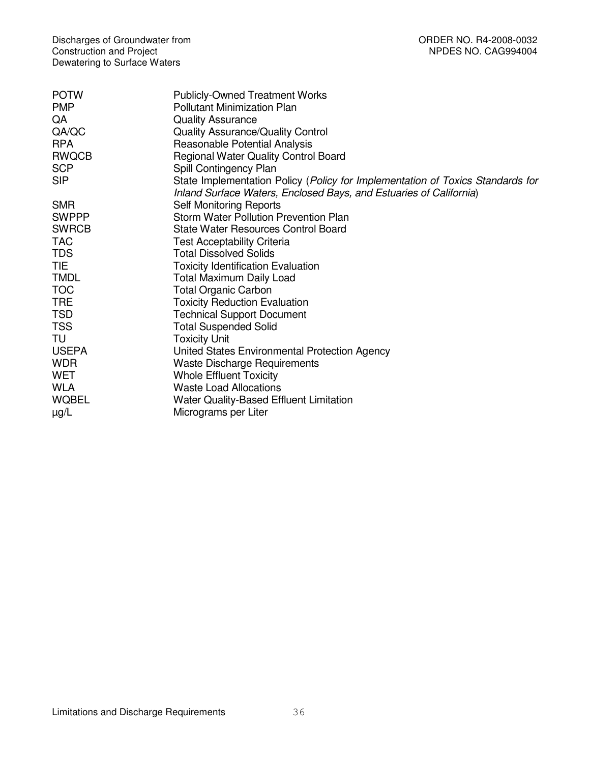| | |
|---|---|
| POTW | Publicly-Owned Treatment Works |
| PMP | Pollutant Minimization Plan |
| QA | Quality Assurance |
| QA/QC | Quality Assurance/Quality Control |
| RPA | Reasonable Potential Analysis |
| RWQCB | Regional Water Quality Control Board |
| SCP | Spill Contingency Plan |
| SIP | State Implementation Policy (*Policy for Implementation of Toxics Standards for Inland Surface Waters, Enclosed Bays, and Estuaries of California*) |
| SMR | Self Monitoring Reports |
| SWPPP | Storm Water Pollution Prevention Plan |
| SWRCB | State Water Resources Control Board |
| TAC | Test Acceptability Criteria |
| TDS | Total Dissolved Solids |
| TIE | Toxicity Identification Evaluation |
| TMDL | Total Maximum Daily Load |
| TOC | Total Organic Carbon |
| TRE | Toxicity Reduction Evaluation |
| TSD | Technical Support Document |
| TSS | Total Suspended Solid |
| TU | Toxicity Unit |
| USEPA | United States Environmental Protection Agency |
| WDR | Waste Discharge Requirements |
| WET | Whole Effluent Toxicity |
| WLA | Waste Load Allocations |
| WQBEL | Water Quality-Based Effluent Limitation |
| μg/L | Micrograms per Liter |